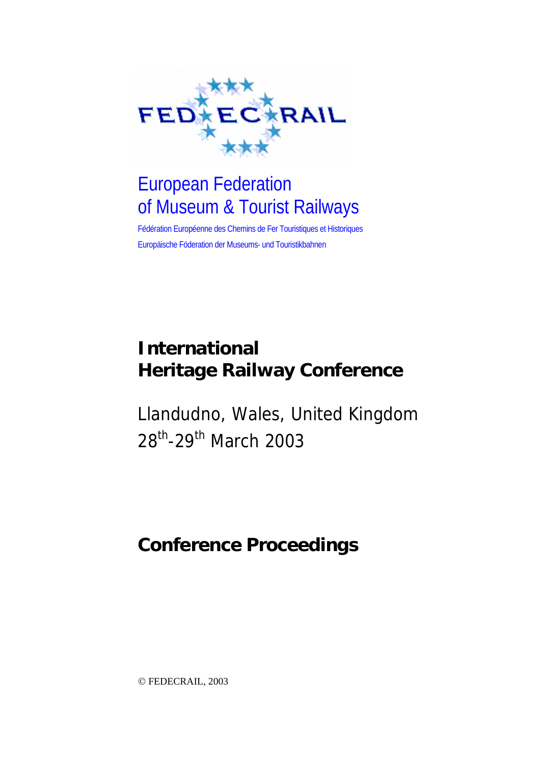FED★EC★RAIL

European Federation
of Museum & Tourist Railways

Fédération Européenne des Chemins de Fer Touristiques et Historiques
Europäische Föderation der Museums- und Touristikbahnen

# International Heritage Railway Conference

Llandudno, Wales, United Kingdom
28th-29th March 2003

## Conference Proceedings

© FEDECRAIL, 2003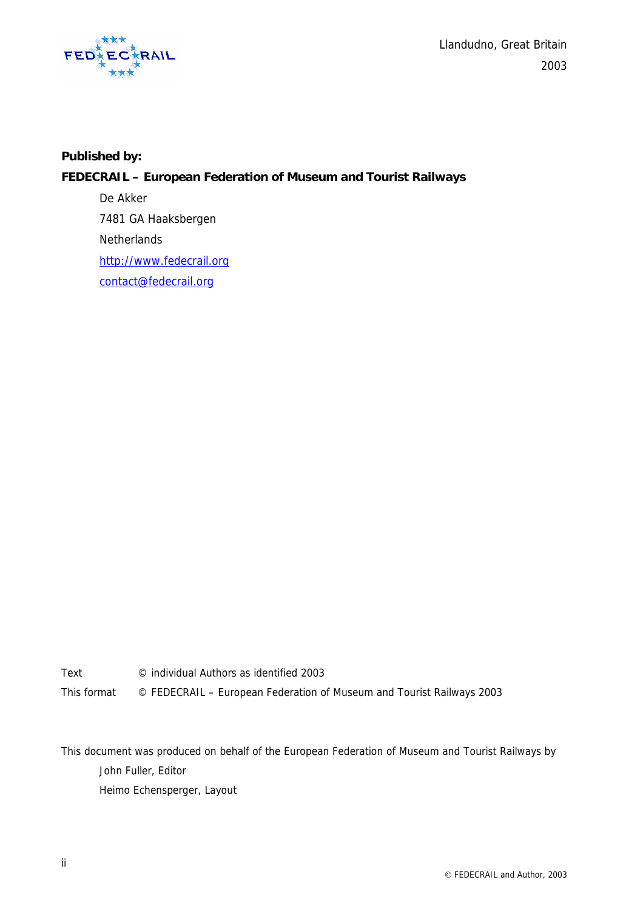Llandudno, Great Britain

2003

**Published by:**

**FEDECRAIL – European Federation of Museum and Tourist Railways**

De Akker
7481 GA Haaksbergen
Netherlands
http://www.fedecrail.org
contact@fedecrail.org

| | |
|---|---|
| Text | © individual Authors as identified 2003 |
| This format | © FEDECRAIL – European Federation of Museum and Tourist Railways 2003 |

This document was produced on behalf of the European Federation of Museum and Tourist Railways by

John Fuller, Editor
Heimo Echensperger, Layout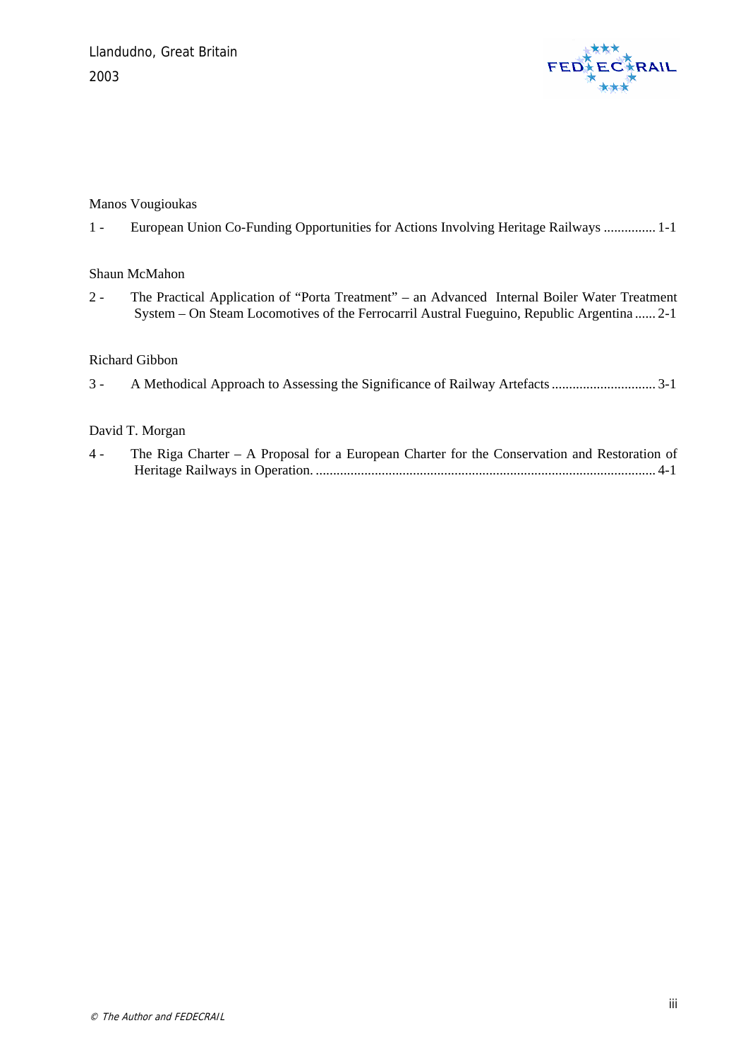Manos Vougioukas

1 - European Union Co-Funding Opportunities for Actions Involving Heritage Railways ............... 1-1

Shaun McMahon

2 - The Practical Application of "Porta Treatment" – an Advanced Internal Boiler Water Treatment System – On Steam Locomotives of the Ferrocarril Austral Fueguino, Republic Argentina ...... 2-1

Richard Gibbon

3 - A Methodical Approach to Assessing the Significance of Railway Artefacts .............................. 3-1

David T. Morgan

4 - The Riga Charter – A Proposal for a European Charter for the Conservation and Restoration of Heritage Railways in Operation. .................................................................................................. 4-1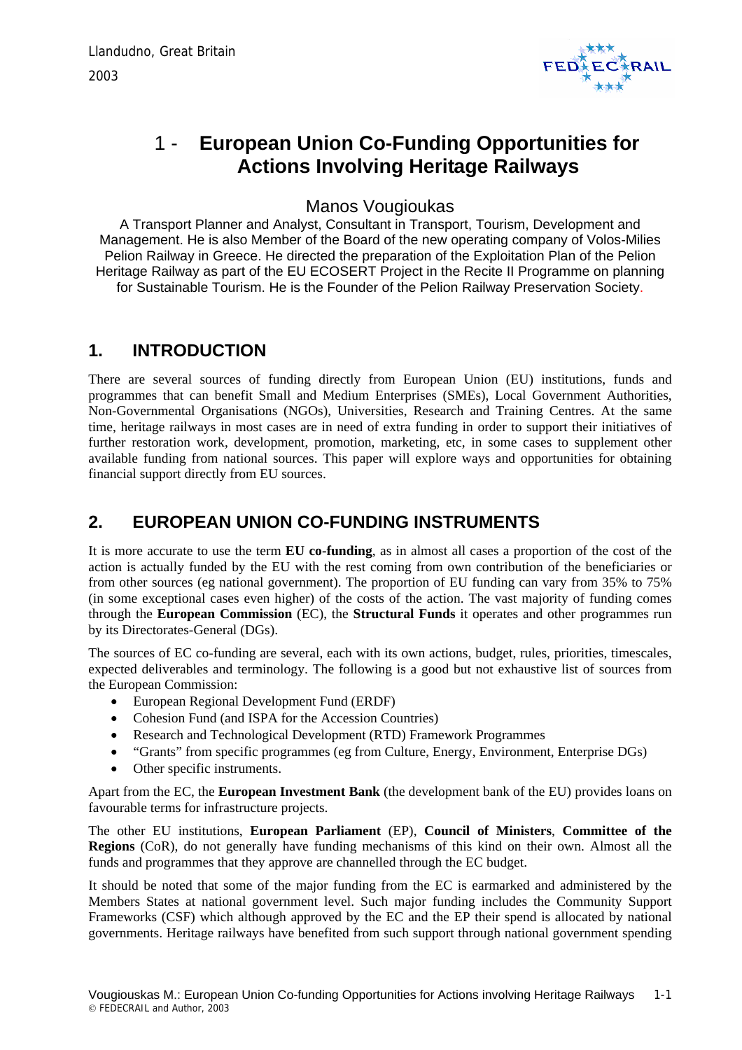# 1 - European Union Co-Funding Opportunities for Actions Involving Heritage Railways

Manos Vougioukas

A Transport Planner and Analyst, Consultant in Transport, Tourism, Development and Management. He is also Member of the Board of the new operating company of Volos-Milies Pelion Railway in Greece. He directed the preparation of the Exploitation Plan of the Pelion Heritage Railway as part of the EU ECOSERT Project in the Recite II Programme on planning for Sustainable Tourism. He is the Founder of the Pelion Railway Preservation Society.

## 1. INTRODUCTION

There are several sources of funding directly from European Union (EU) institutions, funds and programmes that can benefit Small and Medium Enterprises (SMEs), Local Government Authorities, Non-Governmental Organisations (NGOs), Universities, Research and Training Centres. At the same time, heritage railways in most cases are in need of extra funding in order to support their initiatives of further restoration work, development, promotion, marketing, etc, in some cases to supplement other available funding from national sources. This paper will explore ways and opportunities for obtaining financial support directly from EU sources.

## 2. EUROPEAN UNION CO-FUNDING INSTRUMENTS

It is more accurate to use the term **EU co-funding**, as in almost all cases a proportion of the cost of the action is actually funded by the EU with the rest coming from own contribution of the beneficiaries or from other sources (eg national government). The proportion of EU funding can vary from 35% to 75% (in some exceptional cases even higher) of the costs of the action. The vast majority of funding comes through the **European Commission** (EC), the **Structural Funds** it operates and other programmes run by its Directorates-General (DGs).

The sources of EC co-funding are several, each with its own actions, budget, rules, priorities, timescales, expected deliverables and terminology. The following is a good but not exhaustive list of sources from the European Commission:

- European Regional Development Fund (ERDF)
- Cohesion Fund (and ISPA for the Accession Countries)
- Research and Technological Development (RTD) Framework Programmes
- "Grants" from specific programmes (eg from Culture, Energy, Environment, Enterprise DGs)
- Other specific instruments.

Apart from the EC, the **European Investment Bank** (the development bank of the EU) provides loans on favourable terms for infrastructure projects.

The other EU institutions, **European Parliament** (EP), **Council of Ministers**, **Committee of the Regions** (CoR), do not generally have funding mechanisms of this kind on their own. Almost all the funds and programmes that they approve are channelled through the EC budget.

It should be noted that some of the major funding from the EC is earmarked and administered by the Members States at national government level. Such major funding includes the Community Support Frameworks (CSF) which although approved by the EC and the EP their spend is allocated by national governments. Heritage railways have benefited from such support through national government spending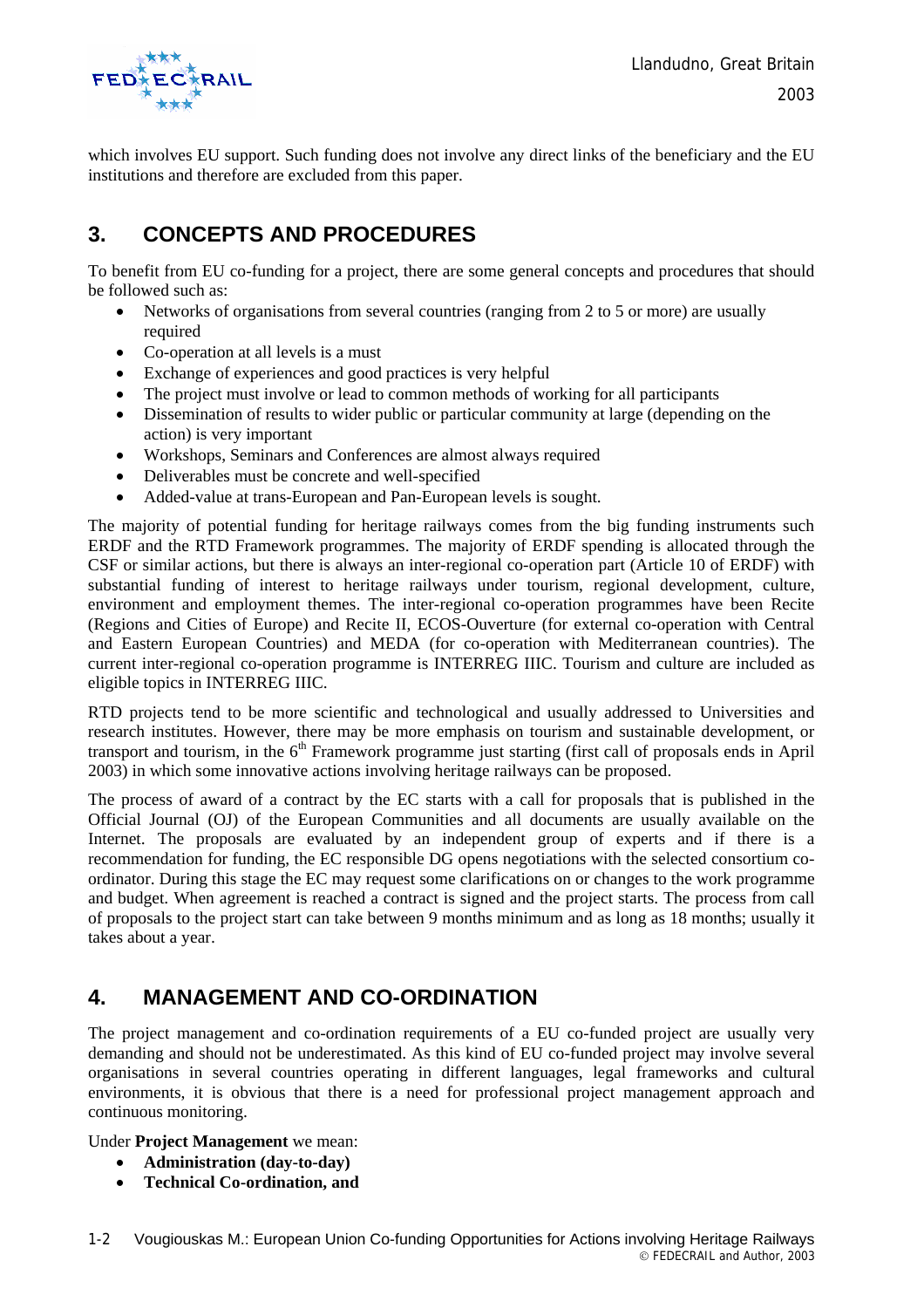which involves EU support. Such funding does not involve any direct links of the beneficiary and the EU institutions and therefore are excluded from this paper.

## 3. CONCEPTS AND PROCEDURES

To benefit from EU co-funding for a project, there are some general concepts and procedures that should be followed such as:

- Networks of organisations from several countries (ranging from 2 to 5 or more) are usually required
- Co-operation at all levels is a must
- Exchange of experiences and good practices is very helpful
- The project must involve or lead to common methods of working for all participants
- Dissemination of results to wider public or particular community at large (depending on the action) is very important
- Workshops, Seminars and Conferences are almost always required
- Deliverables must be concrete and well-specified
- Added-value at trans-European and Pan-European levels is sought.

The majority of potential funding for heritage railways comes from the big funding instruments such ERDF and the RTD Framework programmes. The majority of ERDF spending is allocated through the CSF or similar actions, but there is always an inter-regional co-operation part (Article 10 of ERDF) with substantial funding of interest to heritage railways under tourism, regional development, culture, environment and employment themes. The inter-regional co-operation programmes have been Recite (Regions and Cities of Europe) and Recite II, ECOS-Ouverture (for external co-operation with Central and Eastern European Countries) and MEDA (for co-operation with Mediterranean countries). The current inter-regional co-operation programme is INTERREG IIIC. Tourism and culture are included as eligible topics in INTERREG IIIC.

RTD projects tend to be more scientific and technological and usually addressed to Universities and research institutes. However, there may be more emphasis on tourism and sustainable development, or transport and tourism, in the 6th Framework programme just starting (first call of proposals ends in April 2003) in which some innovative actions involving heritage railways can be proposed.

The process of award of a contract by the EC starts with a call for proposals that is published in the Official Journal (OJ) of the European Communities and all documents are usually available on the Internet. The proposals are evaluated by an independent group of experts and if there is a recommendation for funding, the EC responsible DG opens negotiations with the selected consortium co-ordinator. During this stage the EC may request some clarifications on or changes to the work programme and budget. When agreement is reached a contract is signed and the project starts. The process from call of proposals to the project start can take between 9 months minimum and as long as 18 months; usually it takes about a year.

## 4. MANAGEMENT AND CO-ORDINATION

The project management and co-ordination requirements of a EU co-funded project are usually very demanding and should not be underestimated. As this kind of EU co-funded project may involve several organisations in several countries operating in different languages, legal frameworks and cultural environments, it is obvious that there is a need for professional project management approach and continuous monitoring.

Under **Project Management** we mean:

- **Administration (day-to-day)**
- **Technical Co-ordination, and**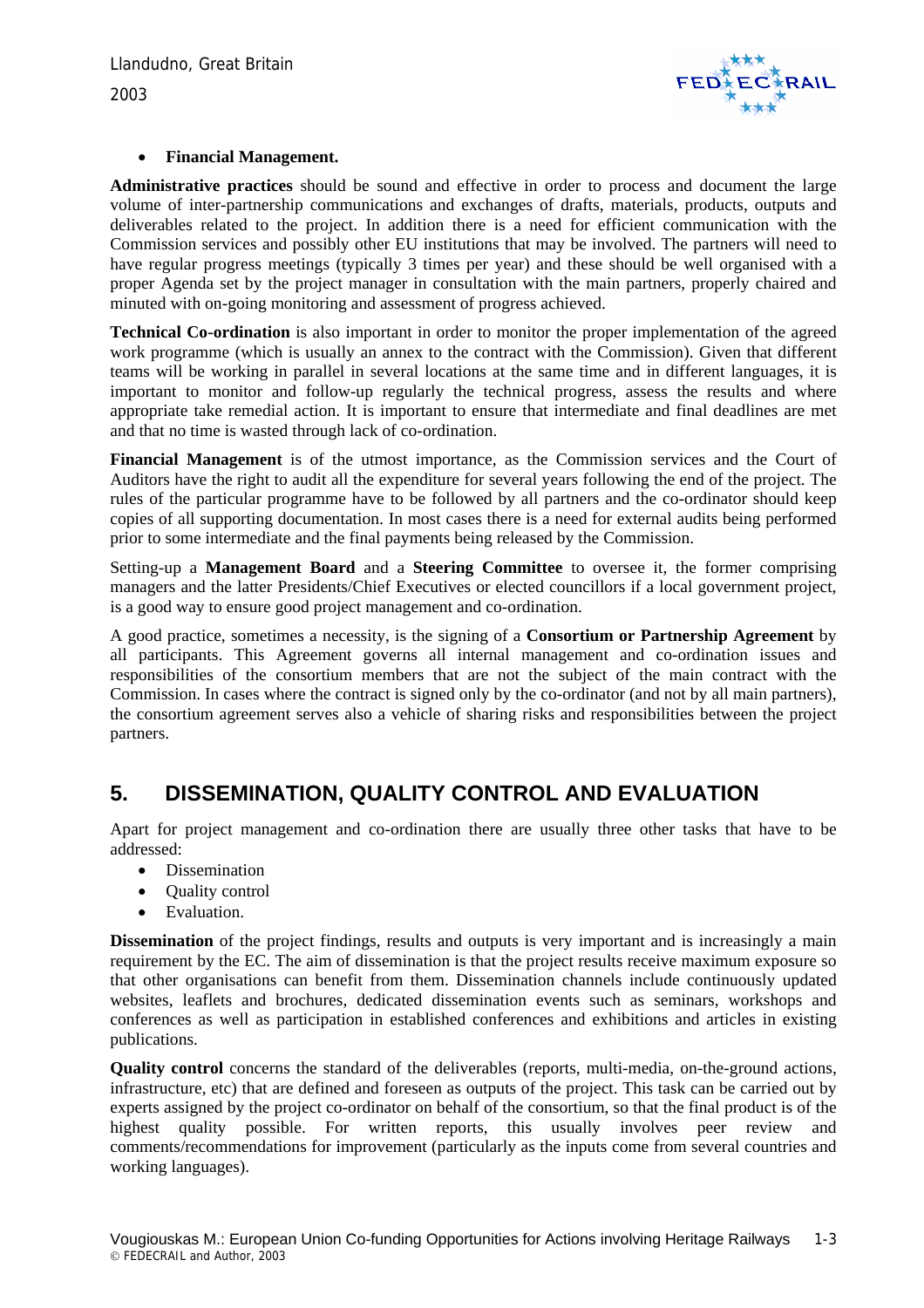- **Financial Management.**

**Administrative practices** should be sound and effective in order to process and document the large volume of inter-partnership communications and exchanges of drafts, materials, products, outputs and deliverables related to the project. In addition there is a need for efficient communication with the Commission services and possibly other EU institutions that may be involved. The partners will need to have regular progress meetings (typically 3 times per year) and these should be well organised with a proper Agenda set by the project manager in consultation with the main partners, properly chaired and minuted with on-going monitoring and assessment of progress achieved.

**Technical Co-ordination** is also important in order to monitor the proper implementation of the agreed work programme (which is usually an annex to the contract with the Commission). Given that different teams will be working in parallel in several locations at the same time and in different languages, it is important to monitor and follow-up regularly the technical progress, assess the results and where appropriate take remedial action. It is important to ensure that intermediate and final deadlines are met and that no time is wasted through lack of co-ordination.

**Financial Management** is of the utmost importance, as the Commission services and the Court of Auditors have the right to audit all the expenditure for several years following the end of the project. The rules of the particular programme have to be followed by all partners and the co-ordinator should keep copies of all supporting documentation. In most cases there is a need for external audits being performed prior to some intermediate and the final payments being released by the Commission.

Setting-up a **Management Board** and a **Steering Committee** to oversee it, the former comprising managers and the latter Presidents/Chief Executives or elected councillors if a local government project, is a good way to ensure good project management and co-ordination.

A good practice, sometimes a necessity, is the signing of a **Consortium or Partnership Agreement** by all participants. This Agreement governs all internal management and co-ordination issues and responsibilities of the consortium members that are not the subject of the main contract with the Commission. In cases where the contract is signed only by the co-ordinator (and not by all main partners), the consortium agreement serves also a vehicle of sharing risks and responsibilities between the project partners.

## 5. DISSEMINATION, QUALITY CONTROL AND EVALUATION

Apart for project management and co-ordination there are usually three other tasks that have to be addressed:

- Dissemination
- Quality control
- Evaluation.

**Dissemination** of the project findings, results and outputs is very important and is increasingly a main requirement by the EC. The aim of dissemination is that the project results receive maximum exposure so that other organisations can benefit from them. Dissemination channels include continuously updated websites, leaflets and brochures, dedicated dissemination events such as seminars, workshops and conferences as well as participation in established conferences and exhibitions and articles in existing publications.

**Quality control** concerns the standard of the deliverables (reports, multi-media, on-the-ground actions, infrastructure, etc) that are defined and foreseen as outputs of the project. This task can be carried out by experts assigned by the project co-ordinator on behalf of the consortium, so that the final product is of the highest quality possible. For written reports, this usually involves peer review and comments/recommendations for improvement (particularly as the inputs come from several countries and working languages).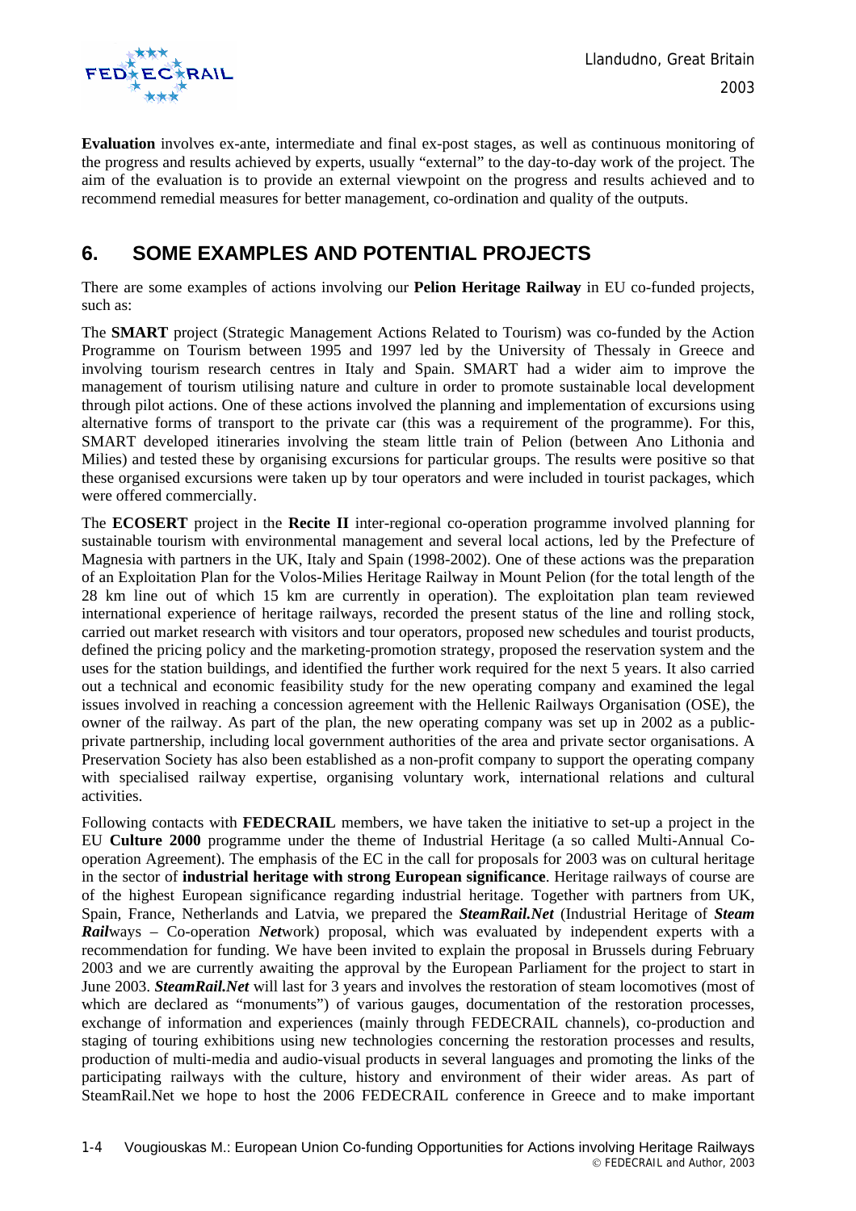**Evaluation** involves ex-ante, intermediate and final ex-post stages, as well as continuous monitoring of the progress and results achieved by experts, usually "external" to the day-to-day work of the project. The aim of the evaluation is to provide an external viewpoint on the progress and results achieved and to recommend remedial measures for better management, co-ordination and quality of the outputs.

## 6. SOME EXAMPLES AND POTENTIAL PROJECTS

There are some examples of actions involving our **Pelion Heritage Railway** in EU co-funded projects, such as:

The **SMART** project (Strategic Management Actions Related to Tourism) was co-funded by the Action Programme on Tourism between 1995 and 1997 led by the University of Thessaly in Greece and involving tourism research centres in Italy and Spain. SMART had a wider aim to improve the management of tourism utilising nature and culture in order to promote sustainable local development through pilot actions. One of these actions involved the planning and implementation of excursions using alternative forms of transport to the private car (this was a requirement of the programme). For this, SMART developed itineraries involving the steam little train of Pelion (between Ano Lithonia and Milies) and tested these by organising excursions for particular groups. The results were positive so that these organised excursions were taken up by tour operators and were included in tourist packages, which were offered commercially.

The **ECOSERT** project in the **Recite II** inter-regional co-operation programme involved planning for sustainable tourism with environmental management and several local actions, led by the Prefecture of Magnesia with partners in the UK, Italy and Spain (1998-2002). One of these actions was the preparation of an Exploitation Plan for the Volos-Milies Heritage Railway in Mount Pelion (for the total length of the 28 km line out of which 15 km are currently in operation). The exploitation plan team reviewed international experience of heritage railways, recorded the present status of the line and rolling stock, carried out market research with visitors and tour operators, proposed new schedules and tourist products, defined the pricing policy and the marketing-promotion strategy, proposed the reservation system and the uses for the station buildings, and identified the further work required for the next 5 years. It also carried out a technical and economic feasibility study for the new operating company and examined the legal issues involved in reaching a concession agreement with the Hellenic Railways Organisation (OSE), the owner of the railway. As part of the plan, the new operating company was set up in 2002 as a public-private partnership, including local government authorities of the area and private sector organisations. A Preservation Society has also been established as a non-profit company to support the operating company with specialised railway expertise, organising voluntary work, international relations and cultural activities.

Following contacts with **FEDECRAIL** members, we have taken the initiative to set-up a project in the EU **Culture 2000** programme under the theme of Industrial Heritage (a so called Multi-Annual Co-operation Agreement). The emphasis of the EC in the call for proposals for 2003 was on cultural heritage in the sector of **industrial heritage with strong European significance**. Heritage railways of course are of the highest European significance regarding industrial heritage. Together with partners from UK, Spain, France, Netherlands and Latvia, we prepared the ***SteamRail.Net*** (Industrial Heritage of ***Steam Rail***ways – Co-operation ***Net***work) proposal, which was evaluated by independent experts with a recommendation for funding. We have been invited to explain the proposal in Brussels during February 2003 and we are currently awaiting the approval by the European Parliament for the project to start in June 2003. ***SteamRail.Net*** will last for 3 years and involves the restoration of steam locomotives (most of which are declared as "monuments") of various gauges, documentation of the restoration processes, exchange of information and experiences (mainly through FEDECRAIL channels), co-production and staging of touring exhibitions using new technologies concerning the restoration processes and results, production of multi-media and audio-visual products in several languages and promoting the links of the participating railways with the culture, history and environment of their wider areas. As part of SteamRail.Net we hope to host the 2006 FEDECRAIL conference in Greece and to make important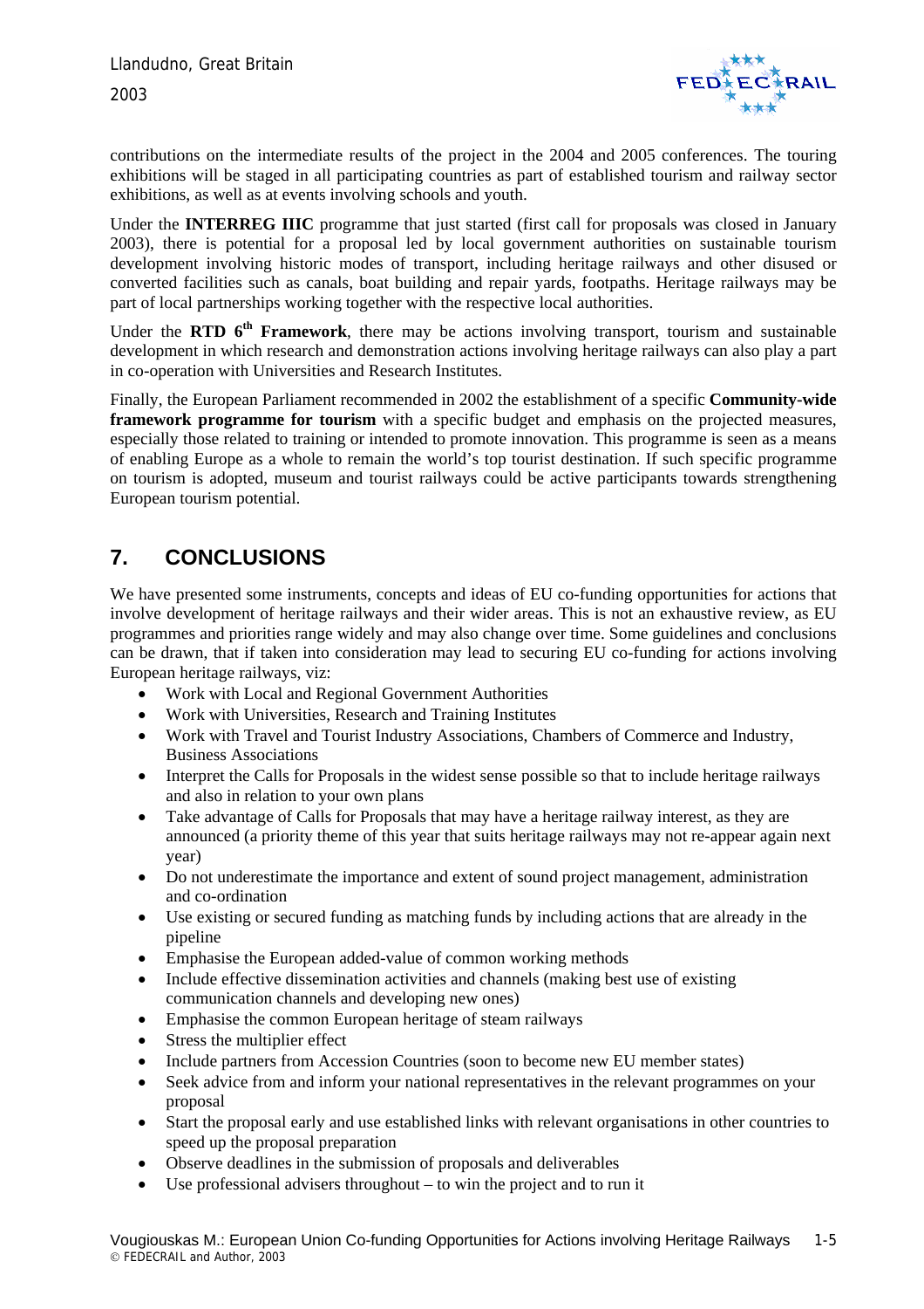contributions on the intermediate results of the project in the 2004 and 2005 conferences. The touring exhibitions will be staged in all participating countries as part of established tourism and railway sector exhibitions, as well as at events involving schools and youth.

Under the **INTERREG IIIC** programme that just started (first call for proposals was closed in January 2003), there is potential for a proposal led by local government authorities on sustainable tourism development involving historic modes of transport, including heritage railways and other disused or converted facilities such as canals, boat building and repair yards, footpaths. Heritage railways may be part of local partnerships working together with the respective local authorities.

Under the **RTD 6th Framework**, there may be actions involving transport, tourism and sustainable development in which research and demonstration actions involving heritage railways can also play a part in co-operation with Universities and Research Institutes.

Finally, the European Parliament recommended in 2002 the establishment of a specific **Community-wide framework programme for tourism** with a specific budget and emphasis on the projected measures, especially those related to training or intended to promote innovation. This programme is seen as a means of enabling Europe as a whole to remain the world's top tourist destination. If such specific programme on tourism is adopted, museum and tourist railways could be active participants towards strengthening European tourism potential.

## 7. CONCLUSIONS

We have presented some instruments, concepts and ideas of EU co-funding opportunities for actions that involve development of heritage railways and their wider areas. This is not an exhaustive review, as EU programmes and priorities range widely and may also change over time. Some guidelines and conclusions can be drawn, that if taken into consideration may lead to securing EU co-funding for actions involving European heritage railways, viz:

- Work with Local and Regional Government Authorities
- Work with Universities, Research and Training Institutes
- Work with Travel and Tourist Industry Associations, Chambers of Commerce and Industry, Business Associations
- Interpret the Calls for Proposals in the widest sense possible so that to include heritage railways and also in relation to your own plans
- Take advantage of Calls for Proposals that may have a heritage railway interest, as they are announced (a priority theme of this year that suits heritage railways may not re-appear again next year)
- Do not underestimate the importance and extent of sound project management, administration and co-ordination
- Use existing or secured funding as matching funds by including actions that are already in the pipeline
- Emphasise the European added-value of common working methods
- Include effective dissemination activities and channels (making best use of existing communication channels and developing new ones)
- Emphasise the common European heritage of steam railways
- Stress the multiplier effect
- Include partners from Accession Countries (soon to become new EU member states)
- Seek advice from and inform your national representatives in the relevant programmes on your proposal
- Start the proposal early and use established links with relevant organisations in other countries to speed up the proposal preparation
- Observe deadlines in the submission of proposals and deliverables
- Use professional advisers throughout – to win the project and to run it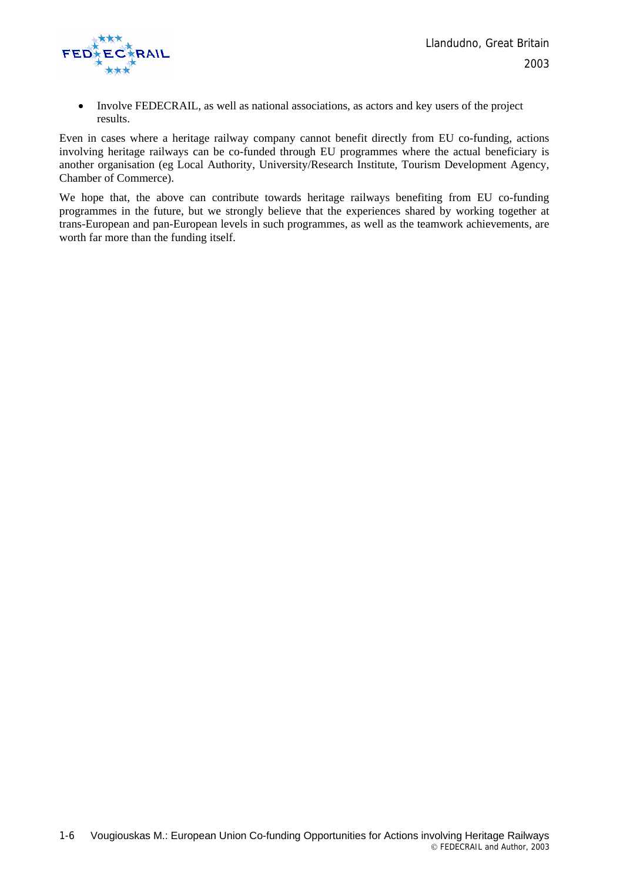- Involve FEDECRAIL, as well as national associations, as actors and key users of the project results.

Even in cases where a heritage railway company cannot benefit directly from EU co-funding, actions involving heritage railways can be co-funded through EU programmes where the actual beneficiary is another organisation (eg Local Authority, University/Research Institute, Tourism Development Agency, Chamber of Commerce).

We hope that, the above can contribute towards heritage railways benefiting from EU co-funding programmes in the future, but we strongly believe that the experiences shared by working together at trans-European and pan-European levels in such programmes, as well as the teamwork achievements, are worth far more than the funding itself.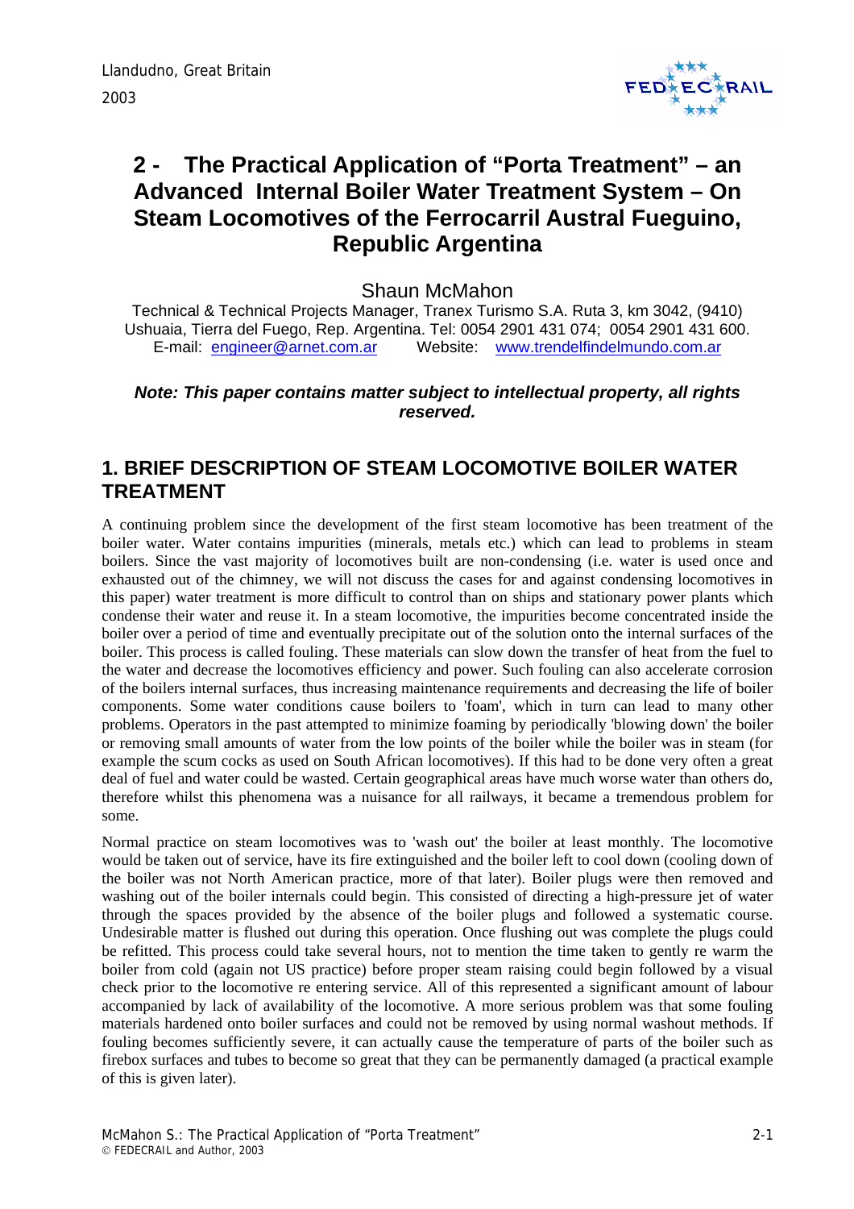# 2 - The Practical Application of "Porta Treatment" – an Advanced Internal Boiler Water Treatment System – On Steam Locomotives of the Ferrocarril Austral Fueguino, Republic Argentina

Shaun McMahon

Technical & Technical Projects Manager, Tranex Turismo S.A. Ruta 3, km 3042, (9410) Ushuaia, Tierra del Fuego, Rep. Argentina. Tel: 0054 2901 431 074; 0054 2901 431 600.
E-mail: engineer@arnet.com.ar Website: www.trendelfindelmundo.com.ar

***Note: This paper contains matter subject to intellectual property, all rights reserved.***

## 1. BRIEF DESCRIPTION OF STEAM LOCOMOTIVE BOILER WATER TREATMENT

A continuing problem since the development of the first steam locomotive has been treatment of the boiler water. Water contains impurities (minerals, metals etc.) which can lead to problems in steam boilers. Since the vast majority of locomotives built are non-condensing (i.e. water is used once and exhausted out of the chimney, we will not discuss the cases for and against condensing locomotives in this paper) water treatment is more difficult to control than on ships and stationary power plants which condense their water and reuse it. In a steam locomotive, the impurities become concentrated inside the boiler over a period of time and eventually precipitate out of the solution onto the internal surfaces of the boiler. This process is called fouling. These materials can slow down the transfer of heat from the fuel to the water and decrease the locomotives efficiency and power. Such fouling can also accelerate corrosion of the boilers internal surfaces, thus increasing maintenance requirements and decreasing the life of boiler components. Some water conditions cause boilers to 'foam', which in turn can lead to many other problems. Operators in the past attempted to minimize foaming by periodically 'blowing down' the boiler or removing small amounts of water from the low points of the boiler while the boiler was in steam (for example the scum cocks as used on South African locomotives). If this had to be done very often a great deal of fuel and water could be wasted. Certain geographical areas have much worse water than others do, therefore whilst this phenomena was a nuisance for all railways, it became a tremendous problem for some.

Normal practice on steam locomotives was to 'wash out' the boiler at least monthly. The locomotive would be taken out of service, have its fire extinguished and the boiler left to cool down (cooling down of the boiler was not North American practice, more of that later). Boiler plugs were then removed and washing out of the boiler internals could begin. This consisted of directing a high-pressure jet of water through the spaces provided by the absence of the boiler plugs and followed a systematic course. Undesirable matter is flushed out during this operation. Once flushing out was complete the plugs could be refitted. This process could take several hours, not to mention the time taken to gently re warm the boiler from cold (again not US practice) before proper steam raising could begin followed by a visual check prior to the locomotive re entering service. All of this represented a significant amount of labour accompanied by lack of availability of the locomotive. A more serious problem was that some fouling materials hardened onto boiler surfaces and could not be removed by using normal washout methods. If fouling becomes sufficiently severe, it can actually cause the temperature of parts of the boiler such as firebox surfaces and tubes to become so great that they can be permanently damaged (a practical example of this is given later).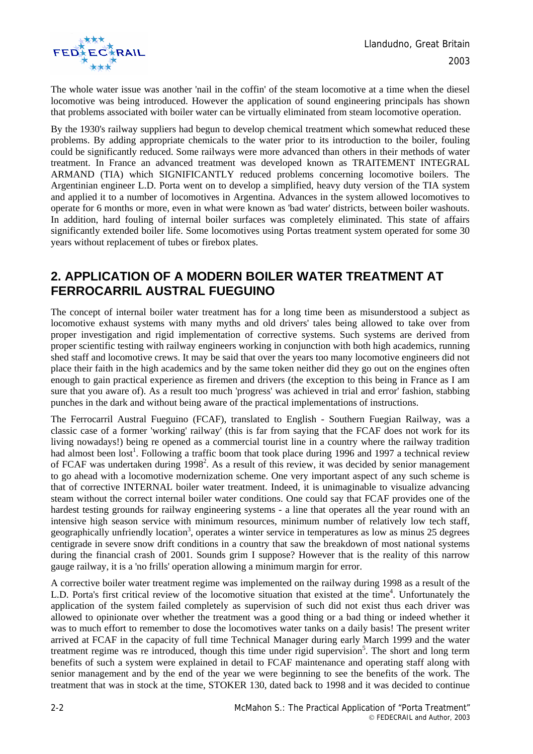The whole water issue was another 'nail in the coffin' of the steam locomotive at a time when the diesel locomotive was being introduced. However the application of sound engineering principals has shown that problems associated with boiler water can be virtually eliminated from steam locomotive operation.

By the 1930's railway suppliers had begun to develop chemical treatment which somewhat reduced these problems. By adding appropriate chemicals to the water prior to its introduction to the boiler, fouling could be significantly reduced. Some railways were more advanced than others in their methods of water treatment. In France an advanced treatment was developed known as TRAITEMENT INTEGRAL ARMAND (TIA) which SIGNIFICANTLY reduced problems concerning locomotive boilers. The Argentinian engineer L.D. Porta went on to develop a simplified, heavy duty version of the TIA system and applied it to a number of locomotives in Argentina. Advances in the system allowed locomotives to operate for 6 months or more, even in what were known as 'bad water' districts, between boiler washouts. In addition, hard fouling of internal boiler surfaces was completely eliminated. This state of affairs significantly extended boiler life. Some locomotives using Portas treatment system operated for some 30 years without replacement of tubes or firebox plates.

## 2. APPLICATION OF A MODERN BOILER WATER TREATMENT AT FERROCARRIL AUSTRAL FUEGUINO

The concept of internal boiler water treatment has for a long time been as misunderstood a subject as locomotive exhaust systems with many myths and old drivers' tales being allowed to take over from proper investigation and rigid implementation of corrective systems. Such systems are derived from proper scientific testing with railway engineers working in conjunction with both high academics, running shed staff and locomotive crews. It may be said that over the years too many locomotive engineers did not place their faith in the high academics and by the same token neither did they go out on the engines often enough to gain practical experience as firemen and drivers (the exception to this being in France as I am sure that you aware of). As a result too much 'progress' was achieved in trial and error' fashion, stabbing punches in the dark and without being aware of the practical implementations of instructions.

The Ferrocarril Austral Fueguino (FCAF), translated to English - Southern Fuegian Railway, was a classic case of a former 'working' railway' (this is far from saying that the FCAF does not work for its living nowadays!) being re opened as a commercial tourist line in a country where the railway tradition had almost been lost[1]. Following a traffic boom that took place during 1996 and 1997 a technical review of FCAF was undertaken during 1998[2]. As a result of this review, it was decided by senior management to go ahead with a locomotive modernization scheme. One very important aspect of any such scheme is that of corrective INTERNAL boiler water treatment. Indeed, it is unimaginable to visualize advancing steam without the correct internal boiler water conditions. One could say that FCAF provides one of the hardest testing grounds for railway engineering systems - a line that operates all the year round with an intensive high season service with minimum resources, minimum number of relatively low tech staff, geographically unfriendly location[3], operates a winter service in temperatures as low as minus 25 degrees centigrade in severe snow drift conditions in a country that saw the breakdown of most national systems during the financial crash of 2001. Sounds grim I suppose? However that is the reality of this narrow gauge railway, it is a 'no frills' operation allowing a minimum margin for error.

A corrective boiler water treatment regime was implemented on the railway during 1998 as a result of the L.D. Porta's first critical review of the locomotive situation that existed at the time[4]. Unfortunately the application of the system failed completely as supervision of such did not exist thus each driver was allowed to opinionate over whether the treatment was a good thing or a bad thing or indeed whether it was to much effort to remember to dose the locomotives water tanks on a daily basis! The present writer arrived at FCAF in the capacity of full time Technical Manager during early March 1999 and the water treatment regime was re introduced, though this time under rigid supervision[5]. The short and long term benefits of such a system were explained in detail to FCAF maintenance and operating staff along with senior management and by the end of the year we were beginning to see the benefits of the work. The treatment that was in stock at the time, STOKER 130, dated back to 1998 and it was decided to continue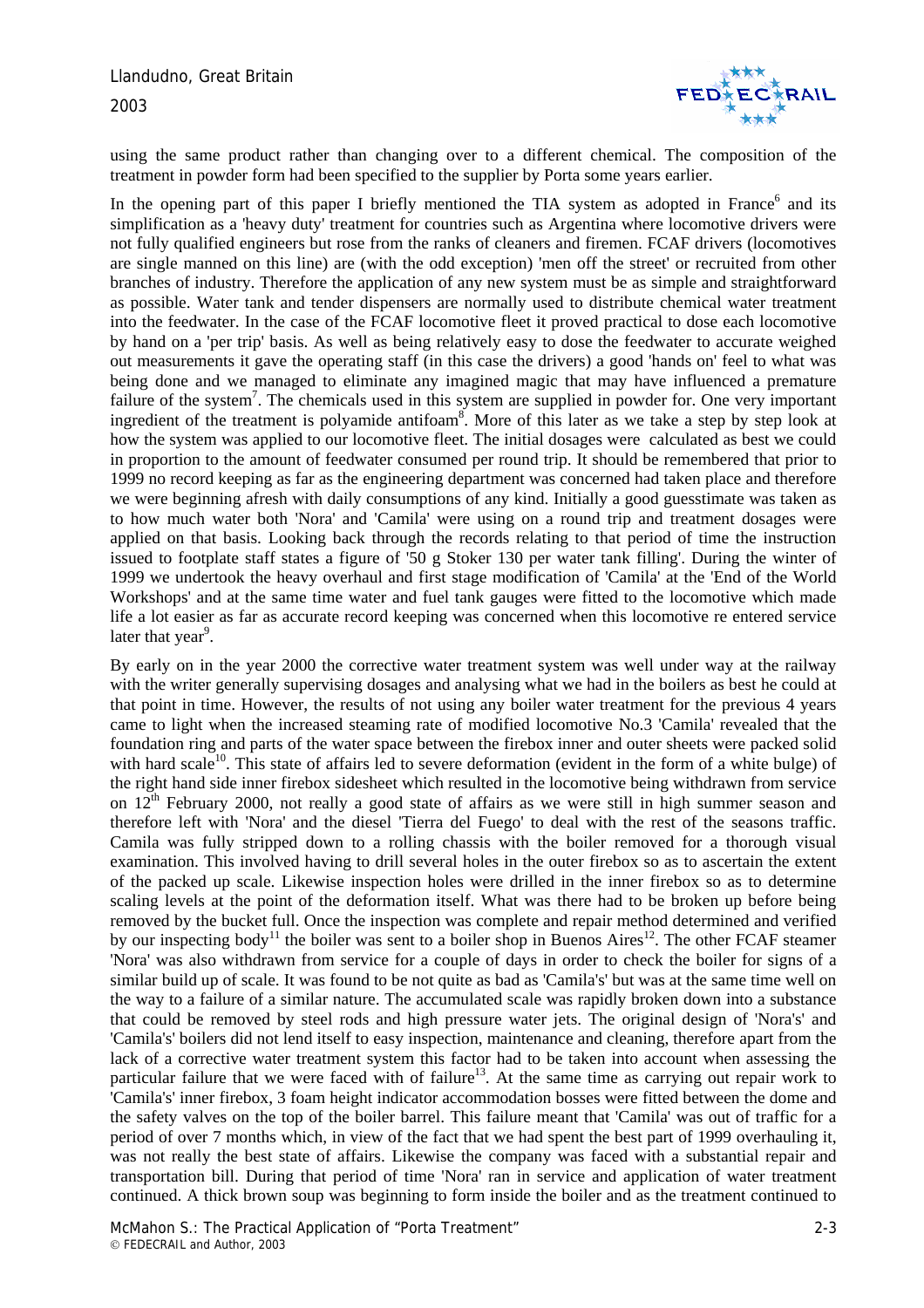using the same product rather than changing over to a different chemical. The composition of the treatment in powder form had been specified to the supplier by Porta some years earlier.

In the opening part of this paper I briefly mentioned the TIA system as adopted in France[6] and its simplification as a 'heavy duty' treatment for countries such as Argentina where locomotive drivers were not fully qualified engineers but rose from the ranks of cleaners and firemen. FCAF drivers (locomotives are single manned on this line) are (with the odd exception) 'men off the street' or recruited from other branches of industry. Therefore the application of any new system must be as simple and straightforward as possible. Water tank and tender dispensers are normally used to distribute chemical water treatment into the feedwater. In the case of the FCAF locomotive fleet it proved practical to dose each locomotive by hand on a 'per trip' basis. As well as being relatively easy to dose the feedwater to accurate weighed out measurements it gave the operating staff (in this case the drivers) a good 'hands on' feel to what was being done and we managed to eliminate any imagined magic that may have influenced a premature failure of the system[7]. The chemicals used in this system are supplied in powder for. One very important ingredient of the treatment is polyamide antifoam[8]. More of this later as we take a step by step look at how the system was applied to our locomotive fleet. The initial dosages were calculated as best we could in proportion to the amount of feedwater consumed per round trip. It should be remembered that prior to 1999 no record keeping as far as the engineering department was concerned had taken place and therefore we were beginning afresh with daily consumptions of any kind. Initially a good guesstimate was taken as to how much water both 'Nora' and 'Camila' were using on a round trip and treatment dosages were applied on that basis. Looking back through the records relating to that period of time the instruction issued to footplate staff states a figure of '50 g Stoker 130 per water tank filling'. During the winter of 1999 we undertook the heavy overhaul and first stage modification of 'Camila' at the 'End of the World Workshops' and at the same time water and fuel tank gauges were fitted to the locomotive which made life a lot easier as far as accurate record keeping was concerned when this locomotive re entered service later that year[9].

By early on in the year 2000 the corrective water treatment system was well under way at the railway with the writer generally supervising dosages and analysing what we had in the boilers as best he could at that point in time. However, the results of not using any boiler water treatment for the previous 4 years came to light when the increased steaming rate of modified locomotive No.3 'Camila' revealed that the foundation ring and parts of the water space between the firebox inner and outer sheets were packed solid with hard scale[10]. This state of affairs led to severe deformation (evident in the form of a white bulge) of the right hand side inner firebox sidesheet which resulted in the locomotive being withdrawn from service on 12[th] February 2000, not really a good state of affairs as we were still in high summer season and therefore left with 'Nora' and the diesel 'Tierra del Fuego' to deal with the rest of the seasons traffic. Camila was fully stripped down to a rolling chassis with the boiler removed for a thorough visual examination. This involved having to drill several holes in the outer firebox so as to ascertain the extent of the packed up scale. Likewise inspection holes were drilled in the inner firebox so as to determine scaling levels at the point of the deformation itself. What was there had to be broken up before being removed by the bucket full. Once the inspection was complete and repair method determined and verified by our inspecting body[11] the boiler was sent to a boiler shop in Buenos Aires[12]. The other FCAF steamer 'Nora' was also withdrawn from service for a couple of days in order to check the boiler for signs of a similar build up of scale. It was found to be not quite as bad as 'Camila's' but was at the same time well on the way to a failure of a similar nature. The accumulated scale was rapidly broken down into a substance that could be removed by steel rods and high pressure water jets. The original design of 'Nora's' and 'Camila's' boilers did not lend itself to easy inspection, maintenance and cleaning, therefore apart from the lack of a corrective water treatment system this factor had to be taken into account when assessing the particular failure that we were faced with of failure[13]. At the same time as carrying out repair work to 'Camila's' inner firebox, 3 foam height indicator accommodation bosses were fitted between the dome and the safety valves on the top of the boiler barrel. This failure meant that 'Camila' was out of traffic for a period of over 7 months which, in view of the fact that we had spent the best part of 1999 overhauling it, was not really the best state of affairs. Likewise the company was faced with a substantial repair and transportation bill. During that period of time 'Nora' ran in service and application of water treatment continued. A thick brown soup was beginning to form inside the boiler and as the treatment continued to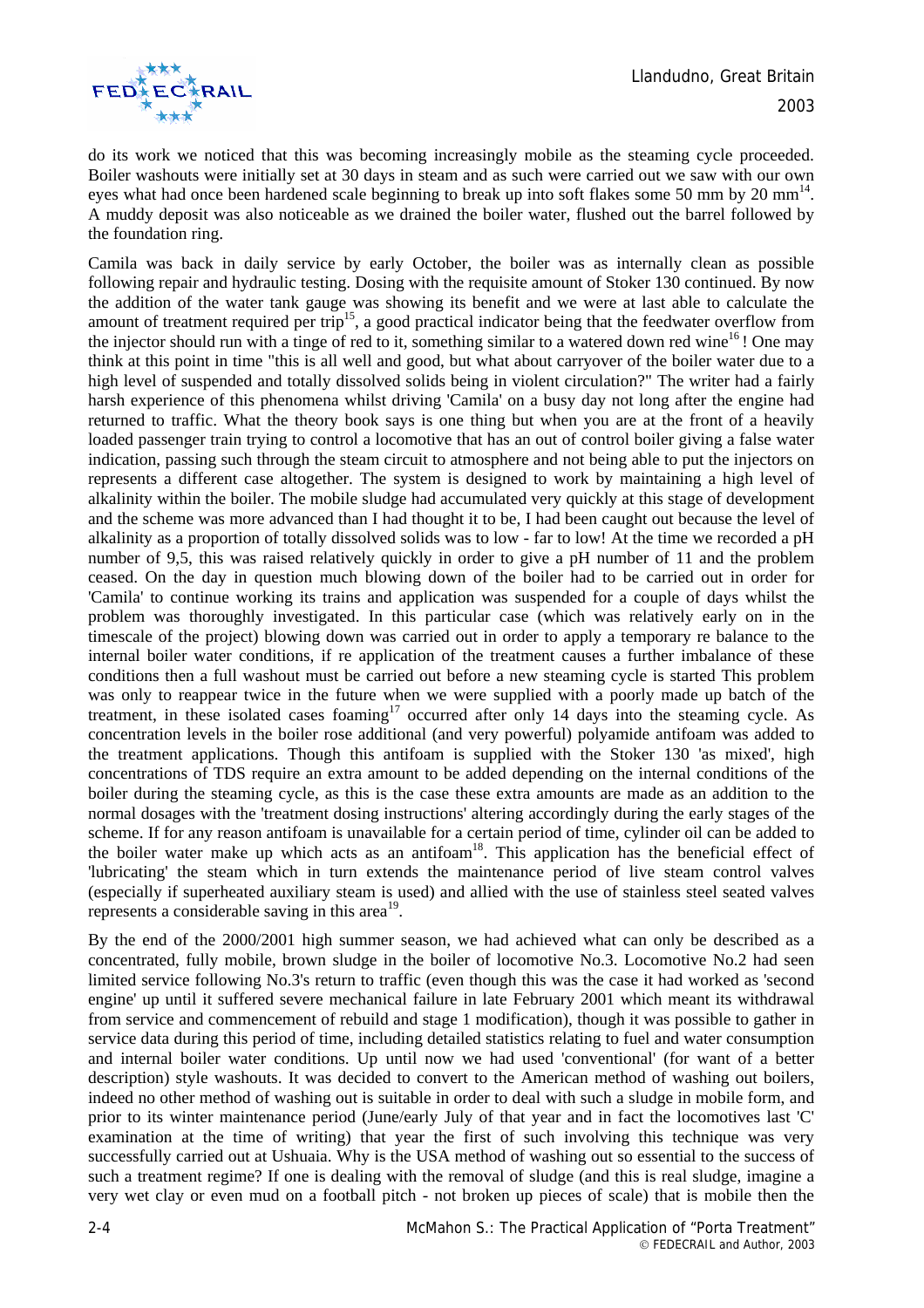do its work we noticed that this was becoming increasingly mobile as the steaming cycle proceeded. Boiler washouts were initially set at 30 days in steam and as such were carried out we saw with our own eyes what had once been hardened scale beginning to break up into soft flakes some 50 mm by 20 mm[14]. A muddy deposit was also noticeable as we drained the boiler water, flushed out the barrel followed by the foundation ring.

Camila was back in daily service by early October, the boiler was as internally clean as possible following repair and hydraulic testing. Dosing with the requisite amount of Stoker 130 continued. By now the addition of the water tank gauge was showing its benefit and we were at last able to calculate the amount of treatment required per trip[15], a good practical indicator being that the feedwater overflow from the injector should run with a tinge of red to it, something similar to a watered down red wine[16] ! One may think at this point in time "this is all well and good, but what about carryover of the boiler water due to a high level of suspended and totally dissolved solids being in violent circulation?" The writer had a fairly harsh experience of this phenomena whilst driving 'Camila' on a busy day not long after the engine had returned to traffic. What the theory book says is one thing but when you are at the front of a heavily loaded passenger train trying to control a locomotive that has an out of control boiler giving a false water indication, passing such through the steam circuit to atmosphere and not being able to put the injectors on represents a different case altogether. The system is designed to work by maintaining a high level of alkalinity within the boiler. The mobile sludge had accumulated very quickly at this stage of development and the scheme was more advanced than I had thought it to be, I had been caught out because the level of alkalinity as a proportion of totally dissolved solids was to low - far to low! At the time we recorded a pH number of 9,5, this was raised relatively quickly in order to give a pH number of 11 and the problem ceased. On the day in question much blowing down of the boiler had to be carried out in order for 'Camila' to continue working its trains and application was suspended for a couple of days whilst the problem was thoroughly investigated. In this particular case (which was relatively early on in the timescale of the project) blowing down was carried out in order to apply a temporary re balance to the internal boiler water conditions, if re application of the treatment causes a further imbalance of these conditions then a full washout must be carried out before a new steaming cycle is started This problem was only to reappear twice in the future when we were supplied with a poorly made up batch of the treatment, in these isolated cases foaming[17] occurred after only 14 days into the steaming cycle. As concentration levels in the boiler rose additional (and very powerful) polyamide antifoam was added to the treatment applications. Though this antifoam is supplied with the Stoker 130 'as mixed', high concentrations of TDS require an extra amount to be added depending on the internal conditions of the boiler during the steaming cycle, as this is the case these extra amounts are made as an addition to the normal dosages with the 'treatment dosing instructions' altering accordingly during the early stages of the scheme. If for any reason antifoam is unavailable for a certain period of time, cylinder oil can be added to the boiler water make up which acts as an antifoam[18]. This application has the beneficial effect of 'lubricating' the steam which in turn extends the maintenance period of live steam control valves (especially if superheated auxiliary steam is used) and allied with the use of stainless steel seated valves represents a considerable saving in this area[19].

By the end of the 2000/2001 high summer season, we had achieved what can only be described as a concentrated, fully mobile, brown sludge in the boiler of locomotive No.3. Locomotive No.2 had seen limited service following No.3's return to traffic (even though this was the case it had worked as 'second engine' up until it suffered severe mechanical failure in late February 2001 which meant its withdrawal from service and commencement of rebuild and stage 1 modification), though it was possible to gather in service data during this period of time, including detailed statistics relating to fuel and water consumption and internal boiler water conditions. Up until now we had used 'conventional' (for want of a better description) style washouts. It was decided to convert to the American method of washing out boilers, indeed no other method of washing out is suitable in order to deal with such a sludge in mobile form, and prior to its winter maintenance period (June/early July of that year and in fact the locomotives last 'C' examination at the time of writing) that year the first of such involving this technique was very successfully carried out at Ushuaia. Why is the USA method of washing out so essential to the success of such a treatment regime? If one is dealing with the removal of sludge (and this is real sludge, imagine a very wet clay or even mud on a football pitch - not broken up pieces of scale) that is mobile then the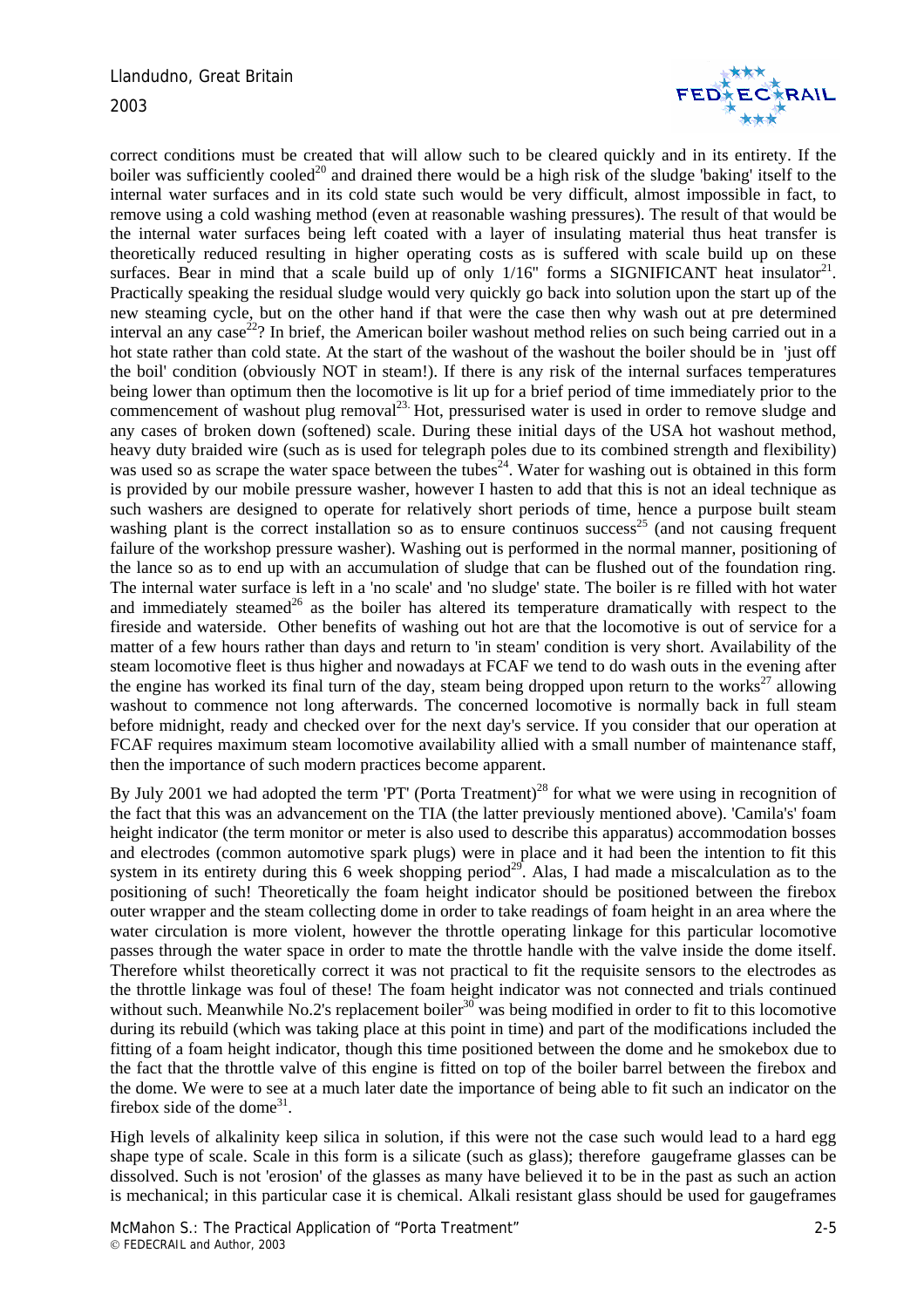correct conditions must be created that will allow such to be cleared quickly and in its entirety. If the boiler was sufficiently cooled[20] and drained there would be a high risk of the sludge 'baking' itself to the internal water surfaces and in its cold state such would be very difficult, almost impossible in fact, to remove using a cold washing method (even at reasonable washing pressures). The result of that would be the internal water surfaces being left coated with a layer of insulating material thus heat transfer is theoretically reduced resulting in higher operating costs as is suffered with scale build up on these surfaces. Bear in mind that a scale build up of only 1/16" forms a SIGNIFICANT heat insulator[21]. Practically speaking the residual sludge would very quickly go back into solution upon the start up of the new steaming cycle, but on the other hand if that were the case then why wash out at pre determined interval an any case[22]? In brief, the American boiler washout method relies on such being carried out in a hot state rather than cold state. At the start of the washout of the washout the boiler should be in 'just off the boil' condition (obviously NOT in steam!). If there is any risk of the internal surfaces temperatures being lower than optimum then the locomotive is lit up for a brief period of time immediately prior to the commencement of washout plug removal[23]. Hot, pressurised water is used in order to remove sludge and any cases of broken down (softened) scale. During these initial days of the USA hot washout method, heavy duty braided wire (such as is used for telegraph poles due to its combined strength and flexibility) was used so as scrape the water space between the tubes[24]. Water for washing out is obtained in this form is provided by our mobile pressure washer, however I hasten to add that this is not an ideal technique as such washers are designed to operate for relatively short periods of time, hence a purpose built steam washing plant is the correct installation so as to ensure continuos success[25] (and not causing frequent failure of the workshop pressure washer). Washing out is performed in the normal manner, positioning of the lance so as to end up with an accumulation of sludge that can be flushed out of the foundation ring. The internal water surface is left in a 'no scale' and 'no sludge' state. The boiler is re filled with hot water and immediately steamed[26] as the boiler has altered its temperature dramatically with respect to the fireside and waterside. Other benefits of washing out hot are that the locomotive is out of service for a matter of a few hours rather than days and return to 'in steam' condition is very short. Availability of the steam locomotive fleet is thus higher and nowadays at FCAF we tend to do wash outs in the evening after the engine has worked its final turn of the day, steam being dropped upon return to the works[27] allowing washout to commence not long afterwards. The concerned locomotive is normally back in full steam before midnight, ready and checked over for the next day's service. If you consider that our operation at FCAF requires maximum steam locomotive availability allied with a small number of maintenance staff, then the importance of such modern practices become apparent.

By July 2001 we had adopted the term 'PT' (Porta Treatment)[28] for what we were using in recognition of the fact that this was an advancement on the TIA (the latter previously mentioned above). 'Camila's' foam height indicator (the term monitor or meter is also used to describe this apparatus) accommodation bosses and electrodes (common automotive spark plugs) were in place and it had been the intention to fit this system in its entirety during this 6 week shopping period[29]. Alas, I had made a miscalculation as to the positioning of such! Theoretically the foam height indicator should be positioned between the firebox outer wrapper and the steam collecting dome in order to take readings of foam height in an area where the water circulation is more violent, however the throttle operating linkage for this particular locomotive passes through the water space in order to mate the throttle handle with the valve inside the dome itself. Therefore whilst theoretically correct it was not practical to fit the requisite sensors to the electrodes as the throttle linkage was foul of these! The foam height indicator was not connected and trials continued without such. Meanwhile No.2's replacement boiler[30] was being modified in order to fit to this locomotive during its rebuild (which was taking place at this point in time) and part of the modifications included the fitting of a foam height indicator, though this time positioned between the dome and he smokebox due to the fact that the throttle valve of this engine is fitted on top of the boiler barrel between the firebox and the dome. We were to see at a much later date the importance of being able to fit such an indicator on the firebox side of the dome[31].

High levels of alkalinity keep silica in solution, if this were not the case such would lead to a hard egg shape type of scale. Scale in this form is a silicate (such as glass); therefore gaugeframe glasses can be dissolved. Such is not 'erosion' of the glasses as many have believed it to be in the past as such an action is mechanical; in this particular case it is chemical. Alkali resistant glass should be used for gaugeframes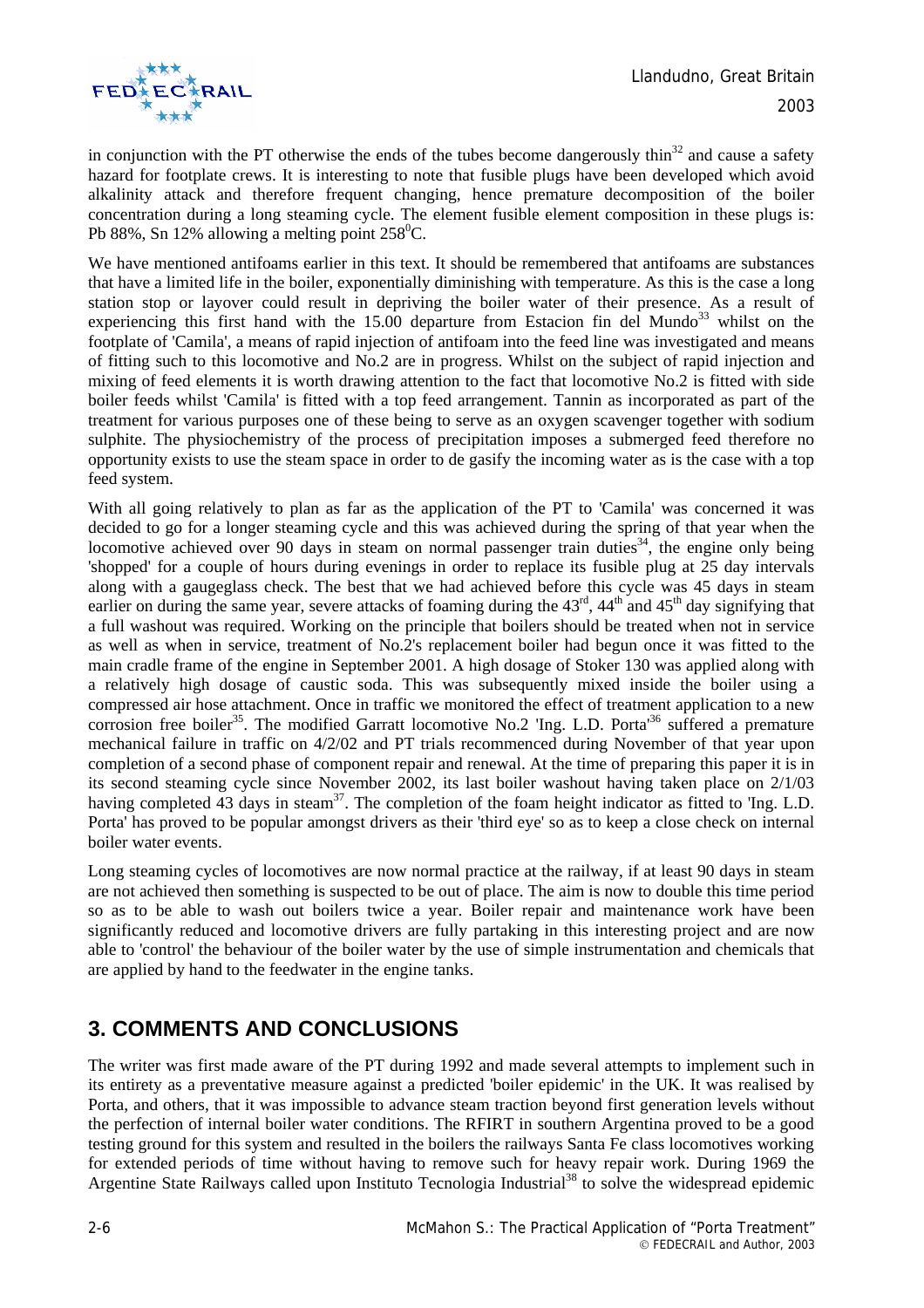in conjunction with the PT otherwise the ends of the tubes become dangerously thin[32] and cause a safety hazard for footplate crews. It is interesting to note that fusible plugs have been developed which avoid alkalinity attack and therefore frequent changing, hence premature decomposition of the boiler concentration during a long steaming cycle. The element fusible element composition in these plugs is: Pb 88%, Sn 12% allowing a melting point $258^0$C.

We have mentioned antifoams earlier in this text. It should be remembered that antifoams are substances that have a limited life in the boiler, exponentially diminishing with temperature. As this is the case a long station stop or layover could result in depriving the boiler water of their presence. As a result of experiencing this first hand with the 15.00 departure from Estacion fin del Mundo[33] whilst on the footplate of 'Camila', a means of rapid injection of antifoam into the feed line was investigated and means of fitting such to this locomotive and No.2 are in progress. Whilst on the subject of rapid injection and mixing of feed elements it is worth drawing attention to the fact that locomotive No.2 is fitted with side boiler feeds whilst 'Camila' is fitted with a top feed arrangement. Tannin as incorporated as part of the treatment for various purposes one of these being to serve as an oxygen scavenger together with sodium sulphite. The physiochemistry of the process of precipitation imposes a submerged feed therefore no opportunity exists to use the steam space in order to de gasify the incoming water as is the case with a top feed system.

With all going relatively to plan as far as the application of the PT to 'Camila' was concerned it was decided to go for a longer steaming cycle and this was achieved during the spring of that year when the locomotive achieved over 90 days in steam on normal passenger train duties[34], the engine only being 'shopped' for a couple of hours during evenings in order to replace its fusible plug at 25 day intervals along with a gaugeglass check. The best that we had achieved before this cycle was 45 days in steam earlier on during the same year, severe attacks of foaming during the 43rd, 44th and 45th day signifying that a full washout was required. Working on the principle that boilers should be treated when not in service as well as when in service, treatment of No.2's replacement boiler had begun once it was fitted to the main cradle frame of the engine in September 2001. A high dosage of Stoker 130 was applied along with a relatively high dosage of caustic soda. This was subsequently mixed inside the boiler using a compressed air hose attachment. Once in traffic we monitored the effect of treatment application to a new corrosion free boiler[35]. The modified Garratt locomotive No.2 'Ing. L.D. Porta'[36] suffered a premature mechanical failure in traffic on 4/2/02 and PT trials recommenced during November of that year upon completion of a second phase of component repair and renewal. At the time of preparing this paper it is in its second steaming cycle since November 2002, its last boiler washout having taken place on 2/1/03 having completed 43 days in steam[37]. The completion of the foam height indicator as fitted to 'Ing. L.D. Porta' has proved to be popular amongst drivers as their 'third eye' so as to keep a close check on internal boiler water events.

Long steaming cycles of locomotives are now normal practice at the railway, if at least 90 days in steam are not achieved then something is suspected to be out of place. The aim is now to double this time period so as to be able to wash out boilers twice a year. Boiler repair and maintenance work have been significantly reduced and locomotive drivers are fully partaking in this interesting project and are now able to 'control' the behaviour of the boiler water by the use of simple instrumentation and chemicals that are applied by hand to the feedwater in the engine tanks.

## 3. COMMENTS AND CONCLUSIONS

The writer was first made aware of the PT during 1992 and made several attempts to implement such in its entirety as a preventative measure against a predicted 'boiler epidemic' in the UK. It was realised by Porta, and others, that it was impossible to advance steam traction beyond first generation levels without the perfection of internal boiler water conditions. The RFIRT in southern Argentina proved to be a good testing ground for this system and resulted in the boilers the railways Santa Fe class locomotives working for extended periods of time without having to remove such for heavy repair work. During 1969 the Argentine State Railways called upon Instituto Tecnologia Industrial[38] to solve the widespread epidemic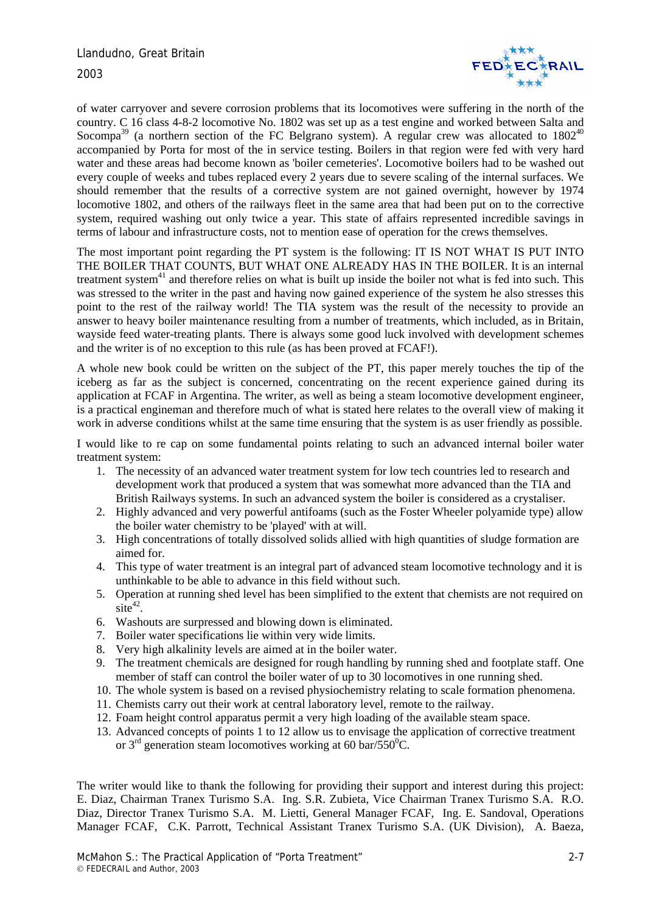of water carryover and severe corrosion problems that its locomotives were suffering in the north of the country. C 16 class 4-8-2 locomotive No. 1802 was set up as a test engine and worked between Salta and Socompa[39] (a northern section of the FC Belgrano system). A regular crew was allocated to 1802[40] accompanied by Porta for most of the in service testing. Boilers in that region were fed with very hard water and these areas had become known as 'boiler cemeteries'. Locomotive boilers had to be washed out every couple of weeks and tubes replaced every 2 years due to severe scaling of the internal surfaces. We should remember that the results of a corrective system are not gained overnight, however by 1974 locomotive 1802, and others of the railways fleet in the same area that had been put on to the corrective system, required washing out only twice a year. This state of affairs represented incredible savings in terms of labour and infrastructure costs, not to mention ease of operation for the crews themselves.

The most important point regarding the PT system is the following: IT IS NOT WHAT IS PUT INTO THE BOILER THAT COUNTS, BUT WHAT ONE ALREADY HAS IN THE BOILER. It is an internal treatment system[41] and therefore relies on what is built up inside the boiler not what is fed into such. This was stressed to the writer in the past and having now gained experience of the system he also stresses this point to the rest of the railway world! The TIA system was the result of the necessity to provide an answer to heavy boiler maintenance resulting from a number of treatments, which included, as in Britain, wayside feed water-treating plants. There is always some good luck involved with development schemes and the writer is of no exception to this rule (as has been proved at FCAF!).

A whole new book could be written on the subject of the PT, this paper merely touches the tip of the iceberg as far as the subject is concerned, concentrating on the recent experience gained during its application at FCAF in Argentina. The writer, as well as being a steam locomotive development engineer, is a practical engineman and therefore much of what is stated here relates to the overall view of making it work in adverse conditions whilst at the same time ensuring that the system is as user friendly as possible.

I would like to re cap on some fundamental points relating to such an advanced internal boiler water treatment system:

1. The necessity of an advanced water treatment system for low tech countries led to research and development work that produced a system that was somewhat more advanced than the TIA and British Railways systems. In such an advanced system the boiler is considered as a crystaliser.
2. Highly advanced and very powerful antifoams (such as the Foster Wheeler polyamide type) allow the boiler water chemistry to be 'played' with at will.
3. High concentrations of totally dissolved solids allied with high quantities of sludge formation are aimed for.
4. This type of water treatment is an integral part of advanced steam locomotive technology and it is unthinkable to be able to advance in this field without such.
5. Operation at running shed level has been simplified to the extent that chemists are not required on site[42].
6. Washouts are surpressed and blowing down is eliminated.
7. Boiler water specifications lie within very wide limits.
8. Very high alkalinity levels are aimed at in the boiler water.
9. The treatment chemicals are designed for rough handling by running shed and footplate staff. One member of staff can control the boiler water of up to 30 locomotives in one running shed.
10. The whole system is based on a revised physiochemistry relating to scale formation phenomena.
11. Chemists carry out their work at central laboratory level, remote to the railway.
12. Foam height control apparatus permit a very high loading of the available steam space.
13. Advanced concepts of points 1 to 12 allow us to envisage the application of corrective treatment or 3rd generation steam locomotives working at 60 bar/550$^0$C.

The writer would like to thank the following for providing their support and interest during this project: E. Diaz, Chairman Tranex Turismo S.A. Ing. S.R. Zubieta, Vice Chairman Tranex Turismo S.A. R.O. Diaz, Director Tranex Turismo S.A. M. Lietti, General Manager FCAF, Ing. E. Sandoval, Operations Manager FCAF, C.K. Parrott, Technical Assistant Tranex Turismo S.A. (UK Division), A. Baeza,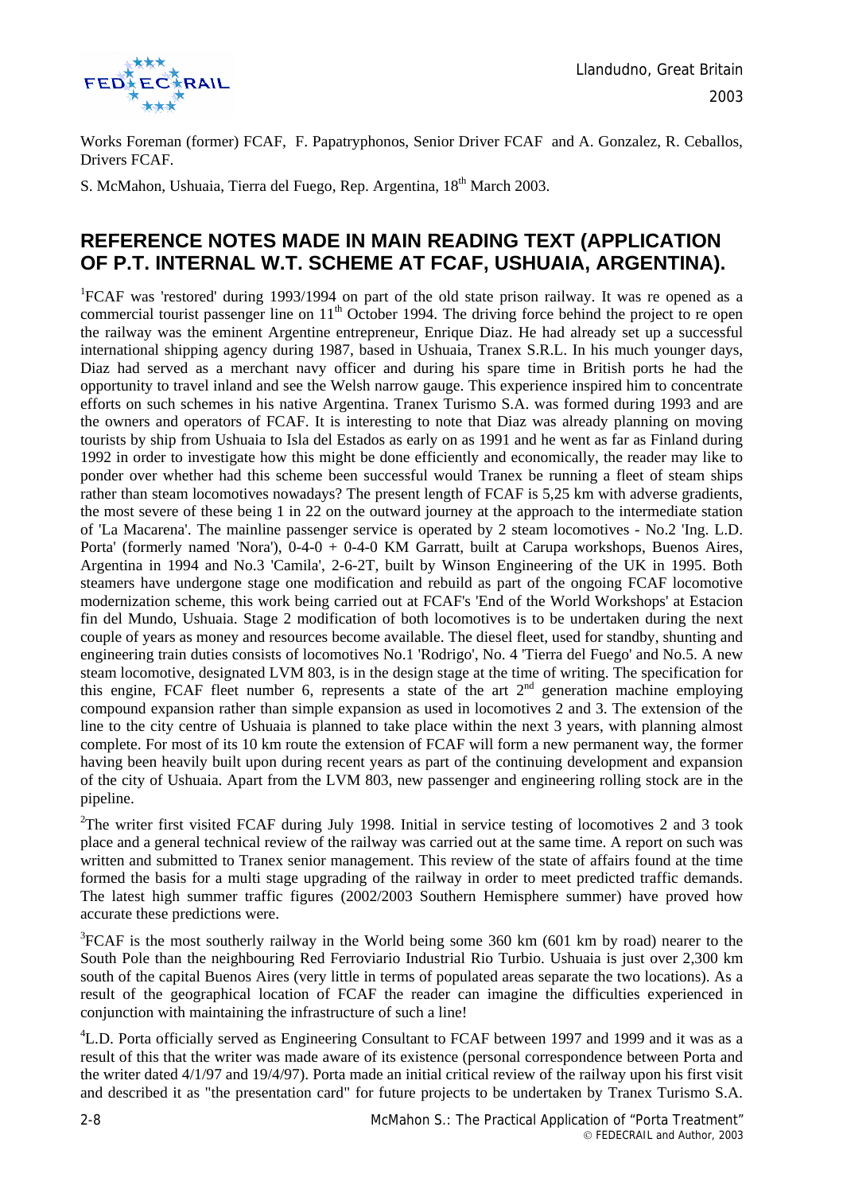Works Foreman (former) FCAF, F. Papatryphonos, Senior Driver FCAF and A. Gonzalez, R. Ceballos, Drivers FCAF.

S. McMahon, Ushuaia, Tierra del Fuego, Rep. Argentina, 18th March 2003.

## REFERENCE NOTES MADE IN MAIN READING TEXT (APPLICATION OF P.T. INTERNAL W.T. SCHEME AT FCAF, USHUAIA, ARGENTINA).

[1]FCAF was 'restored' during 1993/1994 on part of the old state prison railway. It was re opened as a commercial tourist passenger line on 11th October 1994. The driving force behind the project to re open the railway was the eminent Argentine entrepreneur, Enrique Diaz. He had already set up a successful international shipping agency during 1987, based in Ushuaia, Tranex S.R.L. In his much younger days, Diaz had served as a merchant navy officer and during his spare time in British ports he had the opportunity to travel inland and see the Welsh narrow gauge. This experience inspired him to concentrate efforts on such schemes in his native Argentina. Tranex Turismo S.A. was formed during 1993 and are the owners and operators of FCAF. It is interesting to note that Diaz was already planning on moving tourists by ship from Ushuaia to Isla del Estados as early on as 1991 and he went as far as Finland during 1992 in order to investigate how this might be done efficiently and economically, the reader may like to ponder over whether had this scheme been successful would Tranex be running a fleet of steam ships rather than steam locomotives nowadays? The present length of FCAF is 5,25 km with adverse gradients, the most severe of these being 1 in 22 on the outward journey at the approach to the intermediate station of 'La Macarena'. The mainline passenger service is operated by 2 steam locomotives - No.2 'Ing. L.D. Porta' (formerly named 'Nora'), 0-4-0 + 0-4-0 KM Garratt, built at Carupa workshops, Buenos Aires, Argentina in 1994 and No.3 'Camila', 2-6-2T, built by Winson Engineering of the UK in 1995. Both steamers have undergone stage one modification and rebuild as part of the ongoing FCAF locomotive modernization scheme, this work being carried out at FCAF's 'End of the World Workshops' at Estacion fin del Mundo, Ushuaia. Stage 2 modification of both locomotives is to be undertaken during the next couple of years as money and resources become available. The diesel fleet, used for standby, shunting and engineering train duties consists of locomotives No.1 'Rodrigo', No. 4 'Tierra del Fuego' and No.5. A new steam locomotive, designated LVM 803, is in the design stage at the time of writing. The specification for this engine, FCAF fleet number 6, represents a state of the art 2nd generation machine employing compound expansion rather than simple expansion as used in locomotives 2 and 3. The extension of the line to the city centre of Ushuaia is planned to take place within the next 3 years, with planning almost complete. For most of its 10 km route the extension of FCAF will form a new permanent way, the former having been heavily built upon during recent years as part of the continuing development and expansion of the city of Ushuaia. Apart from the LVM 803, new passenger and engineering rolling stock are in the pipeline.

[2]The writer first visited FCAF during July 1998. Initial in service testing of locomotives 2 and 3 took place and a general technical review of the railway was carried out at the same time. A report on such was written and submitted to Tranex senior management. This review of the state of affairs found at the time formed the basis for a multi stage upgrading of the railway in order to meet predicted traffic demands. The latest high summer traffic figures (2002/2003 Southern Hemisphere summer) have proved how accurate these predictions were.

[3]FCAF is the most southerly railway in the World being some 360 km (601 km by road) nearer to the South Pole than the neighbouring Red Ferroviario Industrial Rio Turbio. Ushuaia is just over 2,300 km south of the capital Buenos Aires (very little in terms of populated areas separate the two locations). As a result of the geographical location of FCAF the reader can imagine the difficulties experienced in conjunction with maintaining the infrastructure of such a line!

[4]L.D. Porta officially served as Engineering Consultant to FCAF between 1997 and 1999 and it was as a result of this that the writer was made aware of its existence (personal correspondence between Porta and the writer dated 4/1/97 and 19/4/97). Porta made an initial critical review of the railway upon his first visit and described it as "the presentation card" for future projects to be undertaken by Tranex Turismo S.A.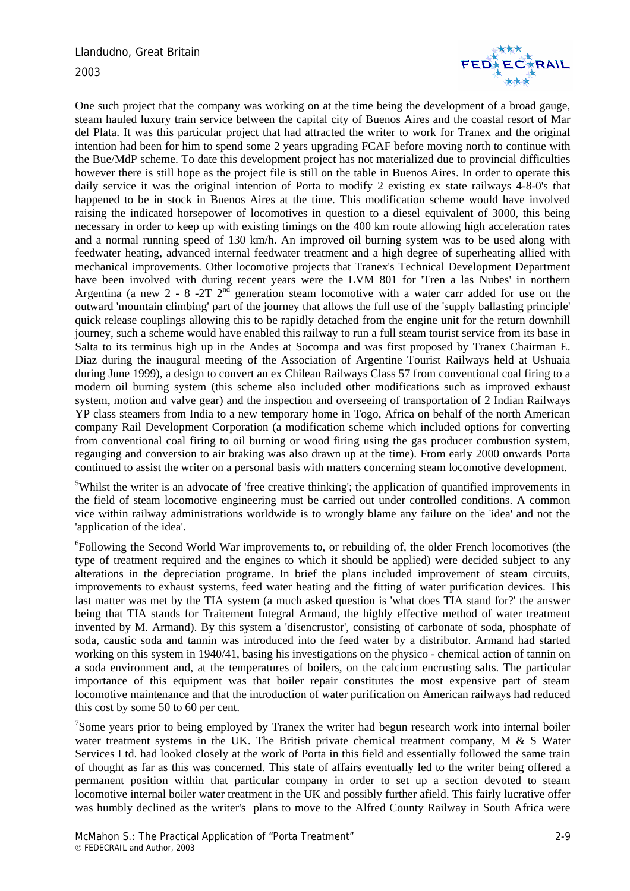One such project that the company was working on at the time being the development of a broad gauge, steam hauled luxury train service between the capital city of Buenos Aires and the coastal resort of Mar del Plata. It was this particular project that had attracted the writer to work for Tranex and the original intention had been for him to spend some 2 years upgrading FCAF before moving north to continue with the Bue/MdP scheme. To date this development project has not materialized due to provincial difficulties however there is still hope as the project file is still on the table in Buenos Aires. In order to operate this daily service it was the original intention of Porta to modify 2 existing ex state railways 4-8-0's that happened to be in stock in Buenos Aires at the time. This modification scheme would have involved raising the indicated horsepower of locomotives in question to a diesel equivalent of 3000, this being necessary in order to keep up with existing timings on the 400 km route allowing high acceleration rates and a normal running speed of 130 km/h. An improved oil burning system was to be used along with feedwater heating, advanced internal feedwater treatment and a high degree of superheating allied with mechanical improvements. Other locomotive projects that Tranex's Technical Development Department have been involved with during recent years were the LVM 801 for 'Tren a las Nubes' in northern Argentina (a new 2 - 8 -2T 2nd generation steam locomotive with a water carr added for use on the outward 'mountain climbing' part of the journey that allows the full use of the 'supply ballasting principle' quick release couplings allowing this to be rapidly detached from the engine unit for the return downhill journey, such a scheme would have enabled this railway to run a full steam tourist service from its base in Salta to its terminus high up in the Andes at Socompa and was first proposed by Tranex Chairman E. Diaz during the inaugural meeting of the Association of Argentine Tourist Railways held at Ushuaia during June 1999), a design to convert an ex Chilean Railways Class 57 from conventional coal firing to a modern oil burning system (this scheme also included other modifications such as improved exhaust system, motion and valve gear) and the inspection and overseeing of transportation of 2 Indian Railways YP class steamers from India to a new temporary home in Togo, Africa on behalf of the north American company Rail Development Corporation (a modification scheme which included options for converting from conventional coal firing to oil burning or wood firing using the gas producer combustion system, regauging and conversion to air braking was also drawn up at the time). From early 2000 onwards Porta continued to assist the writer on a personal basis with matters concerning steam locomotive development.

[5]Whilst the writer is an advocate of 'free creative thinking'; the application of quantified improvements in the field of steam locomotive engineering must be carried out under controlled conditions. A common vice within railway administrations worldwide is to wrongly blame any failure on the 'idea' and not the 'application of the idea'.

[6]Following the Second World War improvements to, or rebuilding of, the older French locomotives (the type of treatment required and the engines to which it should be applied) were decided subject to any alterations in the depreciation programe. In brief the plans included improvement of steam circuits, improvements to exhaust systems, feed water heating and the fitting of water purification devices. This last matter was met by the TIA system (a much asked question is 'what does TIA stand for?' the answer being that TIA stands for Traitement Integral Armand, the highly effective method of water treatment invented by M. Armand). By this system a 'disencrustor', consisting of carbonate of soda, phosphate of soda, caustic soda and tannin was introduced into the feed water by a distributor. Armand had started working on this system in 1940/41, basing his investigations on the physico - chemical action of tannin on a soda environment and, at the temperatures of boilers, on the calcium encrusting salts. The particular importance of this equipment was that boiler repair constitutes the most expensive part of steam locomotive maintenance and that the introduction of water purification on American railways had reduced this cost by some 50 to 60 per cent.

[7]Some years prior to being employed by Tranex the writer had begun research work into internal boiler water treatment systems in the UK. The British private chemical treatment company, M & S Water Services Ltd. had looked closely at the work of Porta in this field and essentially followed the same train of thought as far as this was concerned. This state of affairs eventually led to the writer being offered a permanent position within that particular company in order to set up a section devoted to steam locomotive internal boiler water treatment in the UK and possibly further afield. This fairly lucrative offer was humbly declined as the writer's plans to move to the Alfred County Railway in South Africa were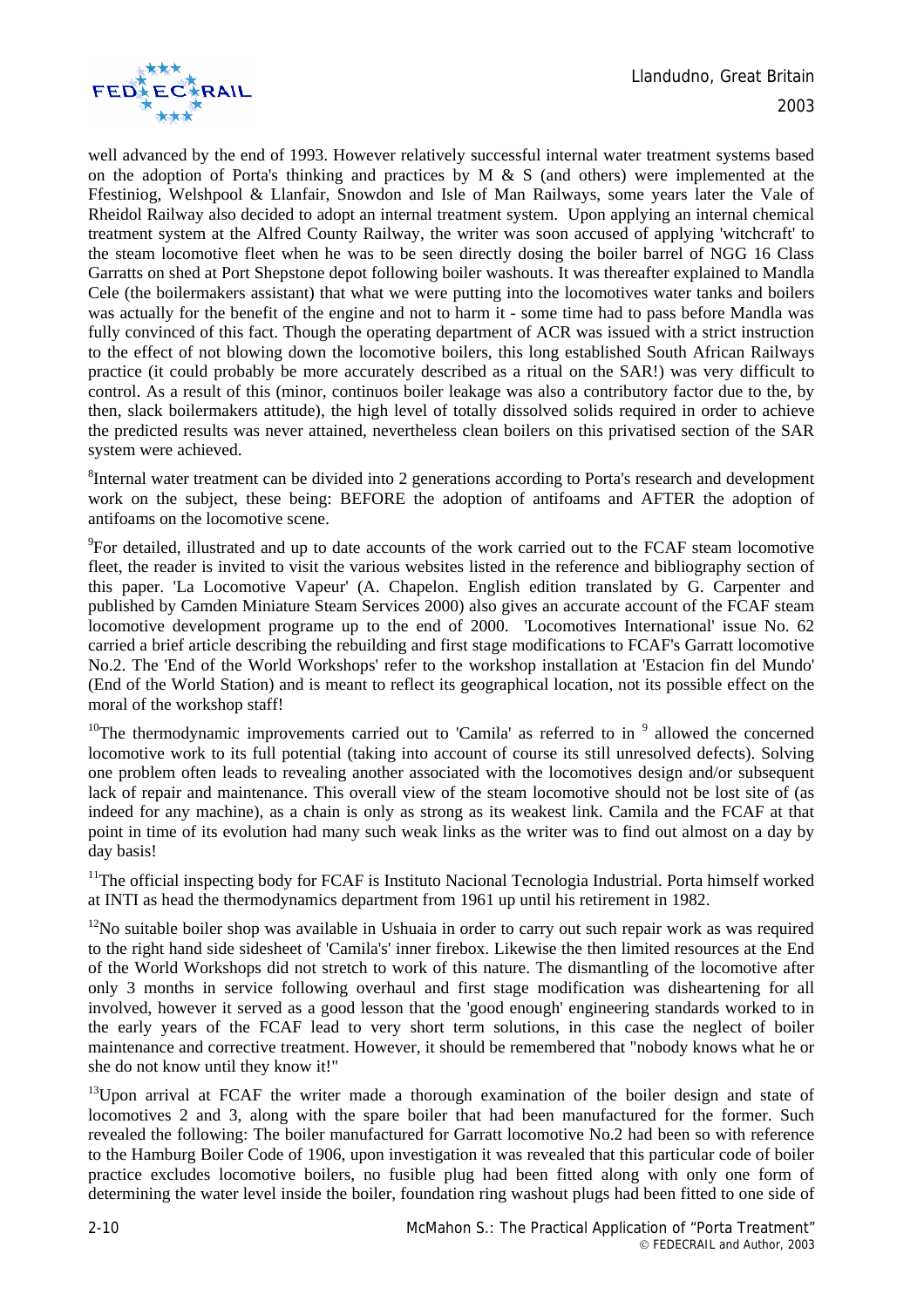well advanced by the end of 1993. However relatively successful internal water treatment systems based on the adoption of Porta's thinking and practices by M & S (and others) were implemented at the Ffestiniog, Welshpool & Llanfair, Snowdon and Isle of Man Railways, some years later the Vale of Rheidol Railway also decided to adopt an internal treatment system. Upon applying an internal chemical treatment system at the Alfred County Railway, the writer was soon accused of applying 'witchcraft' to the steam locomotive fleet when he was to be seen directly dosing the boiler barrel of NGG 16 Class Garratts on shed at Port Shepstone depot following boiler washouts. It was thereafter explained to Mandla Cele (the boilermakers assistant) that what we were putting into the locomotives water tanks and boilers was actually for the benefit of the engine and not to harm it - some time had to pass before Mandla was fully convinced of this fact. Though the operating department of ACR was issued with a strict instruction to the effect of not blowing down the locomotive boilers, this long established South African Railways practice (it could probably be more accurately described as a ritual on the SAR!) was very difficult to control. As a result of this (minor, continuos boiler leakage was also a contributory factor due to the, by then, slack boilermakers attitude), the high level of totally dissolved solids required in order to achieve the predicted results was never attained, nevertheless clean boilers on this privatised section of the SAR system were achieved.

[8]Internal water treatment can be divided into 2 generations according to Porta's research and development work on the subject, these being: BEFORE the adoption of antifoams and AFTER the adoption of antifoams on the locomotive scene.

[9]For detailed, illustrated and up to date accounts of the work carried out to the FCAF steam locomotive fleet, the reader is invited to visit the various websites listed in the reference and bibliography section of this paper. 'La Locomotive Vapeur' (A. Chapelon. English edition translated by G. Carpenter and published by Camden Miniature Steam Services 2000) also gives an accurate account of the FCAF steam locomotive development programe up to the end of 2000. 'Locomotives International' issue No. 62 carried a brief article describing the rebuilding and first stage modifications to FCAF's Garratt locomotive No.2. The 'End of the World Workshops' refer to the workshop installation at 'Estacion fin del Mundo' (End of the World Station) and is meant to reflect its geographical location, not its possible effect on the moral of the workshop staff!

[10]The thermodynamic improvements carried out to 'Camila' as referred to in [9] allowed the concerned locomotive work to its full potential (taking into account of course its still unresolved defects). Solving one problem often leads to revealing another associated with the locomotives design and/or subsequent lack of repair and maintenance. This overall view of the steam locomotive should not be lost site of (as indeed for any machine), as a chain is only as strong as its weakest link. Camila and the FCAF at that point in time of its evolution had many such weak links as the writer was to find out almost on a day by day basis!

[11]The official inspecting body for FCAF is Instituto Nacional Tecnologia Industrial. Porta himself worked at INTI as head the thermodynamics department from 1961 up until his retirement in 1982.

[12]No suitable boiler shop was available in Ushuaia in order to carry out such repair work as was required to the right hand side sidesheet of 'Camila's' inner firebox. Likewise the then limited resources at the End of the World Workshops did not stretch to work of this nature. The dismantling of the locomotive after only 3 months in service following overhaul and first stage modification was disheartening for all involved, however it served as a good lesson that the 'good enough' engineering standards worked to in the early years of the FCAF lead to very short term solutions, in this case the neglect of boiler maintenance and corrective treatment. However, it should be remembered that "nobody knows what he or she do not know until they know it!"

[13]Upon arrival at FCAF the writer made a thorough examination of the boiler design and state of locomotives 2 and 3, along with the spare boiler that had been manufactured for the former. Such revealed the following: The boiler manufactured for Garratt locomotive No.2 had been so with reference to the Hamburg Boiler Code of 1906, upon investigation it was revealed that this particular code of boiler practice excludes locomotive boilers, no fusible plug had been fitted along with only one form of determining the water level inside the boiler, foundation ring washout plugs had been fitted to one side of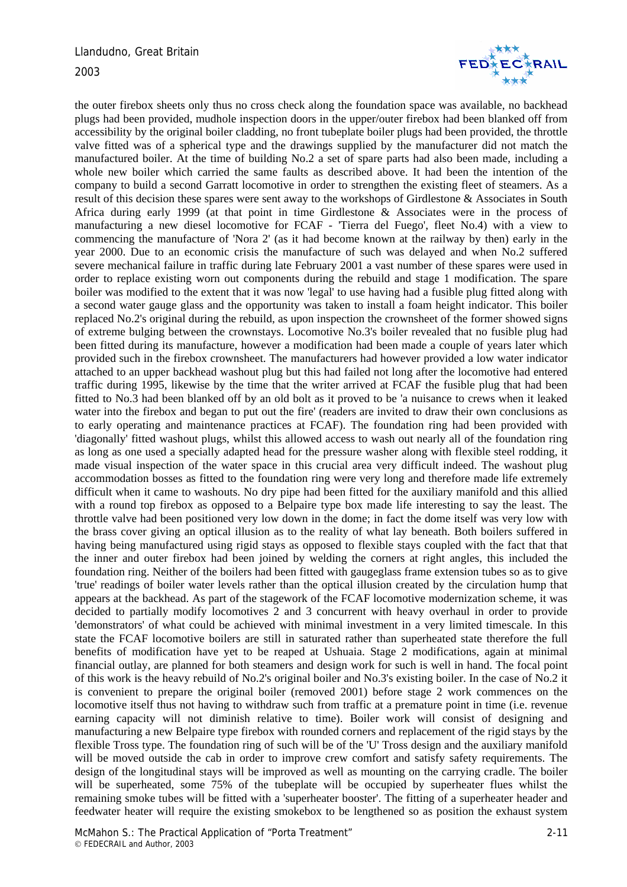the outer firebox sheets only thus no cross check along the foundation space was available, no backhead plugs had been provided, mudhole inspection doors in the upper/outer firebox had been blanked off from accessibility by the original boiler cladding, no front tubeplate boiler plugs had been provided, the throttle valve fitted was of a spherical type and the drawings supplied by the manufacturer did not match the manufactured boiler. At the time of building No.2 a set of spare parts had also been made, including a whole new boiler which carried the same faults as described above. It had been the intention of the company to build a second Garratt locomotive in order to strengthen the existing fleet of steamers. As a result of this decision these spares were sent away to the workshops of Girdlestone & Associates in South Africa during early 1999 (at that point in time Girdlestone & Associates were in the process of manufacturing a new diesel locomotive for FCAF - 'Tierra del Fuego', fleet No.4) with a view to commencing the manufacture of 'Nora 2' (as it had become known at the railway by then) early in the year 2000. Due to an economic crisis the manufacture of such was delayed and when No.2 suffered severe mechanical failure in traffic during late February 2001 a vast number of these spares were used in order to replace existing worn out components during the rebuild and stage 1 modification. The spare boiler was modified to the extent that it was now 'legal' to use having had a fusible plug fitted along with a second water gauge glass and the opportunity was taken to install a foam height indicator. This boiler replaced No.2's original during the rebuild, as upon inspection the crownsheet of the former showed signs of extreme bulging between the crownstays. Locomotive No.3's boiler revealed that no fusible plug had been fitted during its manufacture, however a modification had been made a couple of years later which provided such in the firebox crownsheet. The manufacturers had however provided a low water indicator attached to an upper backhead washout plug but this had failed not long after the locomotive had entered traffic during 1995, likewise by the time that the writer arrived at FCAF the fusible plug that had been fitted to No.3 had been blanked off by an old bolt as it proved to be 'a nuisance to crews when it leaked water into the firebox and began to put out the fire' (readers are invited to draw their own conclusions as to early operating and maintenance practices at FCAF). The foundation ring had been provided with 'diagonally' fitted washout plugs, whilst this allowed access to wash out nearly all of the foundation ring as long as one used a specially adapted head for the pressure washer along with flexible steel rodding, it made visual inspection of the water space in this crucial area very difficult indeed. The washout plug accommodation bosses as fitted to the foundation ring were very long and therefore made life extremely difficult when it came to washouts. No dry pipe had been fitted for the auxiliary manifold and this allied with a round top firebox as opposed to a Belpaire type box made life interesting to say the least. The throttle valve had been positioned very low down in the dome; in fact the dome itself was very low with the brass cover giving an optical illusion as to the reality of what lay beneath. Both boilers suffered in having being manufactured using rigid stays as opposed to flexible stays coupled with the fact that that the inner and outer firebox had been joined by welding the corners at right angles, this included the foundation ring. Neither of the boilers had been fitted with gaugeglass frame extension tubes so as to give 'true' readings of boiler water levels rather than the optical illusion created by the circulation hump that appears at the backhead. As part of the stagework of the FCAF locomotive modernization scheme, it was decided to partially modify locomotives 2 and 3 concurrent with heavy overhaul in order to provide 'demonstrators' of what could be achieved with minimal investment in a very limited timescale. In this state the FCAF locomotive boilers are still in saturated rather than superheated state therefore the full benefits of modification have yet to be reaped at Ushuaia. Stage 2 modifications, again at minimal financial outlay, are planned for both steamers and design work for such is well in hand. The focal point of this work is the heavy rebuild of No.2's original boiler and No.3's existing boiler. In the case of No.2 it is convenient to prepare the original boiler (removed 2001) before stage 2 work commences on the locomotive itself thus not having to withdraw such from traffic at a premature point in time (i.e. revenue earning capacity will not diminish relative to time). Boiler work will consist of designing and manufacturing a new Belpaire type firebox with rounded corners and replacement of the rigid stays by the flexible Tross type. The foundation ring of such will be of the 'U' Tross design and the auxiliary manifold will be moved outside the cab in order to improve crew comfort and satisfy safety requirements. The design of the longitudinal stays will be improved as well as mounting on the carrying cradle. The boiler will be superheated, some 75% of the tubeplate will be occupied by superheater flues whilst the remaining smoke tubes will be fitted with a 'superheater booster'. The fitting of a superheater header and feedwater heater will require the existing smokebox to be lengthened so as position the exhaust system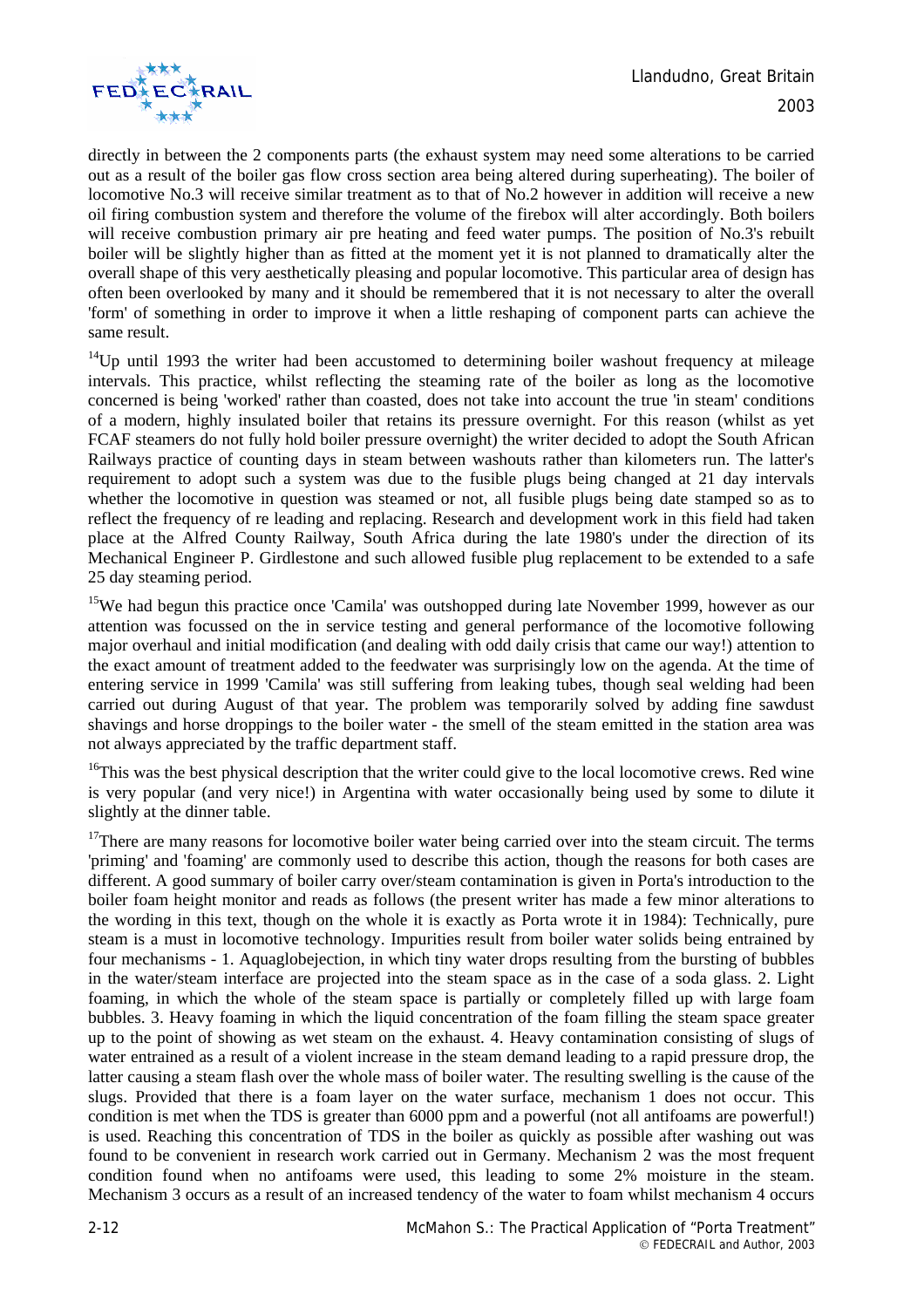directly in between the 2 components parts (the exhaust system may need some alterations to be carried out as a result of the boiler gas flow cross section area being altered during superheating). The boiler of locomotive No.3 will receive similar treatment as to that of No.2 however in addition will receive a new oil firing combustion system and therefore the volume of the firebox will alter accordingly. Both boilers will receive combustion primary air pre heating and feed water pumps. The position of No.3's rebuilt boiler will be slightly higher than as fitted at the moment yet it is not planned to dramatically alter the overall shape of this very aesthetically pleasing and popular locomotive. This particular area of design has often been overlooked by many and it should be remembered that it is not necessary to alter the overall 'form' of something in order to improve it when a little reshaping of component parts can achieve the same result.

[14]Up until 1993 the writer had been accustomed to determining boiler washout frequency at mileage intervals. This practice, whilst reflecting the steaming rate of the boiler as long as the locomotive concerned is being 'worked' rather than coasted, does not take into account the true 'in steam' conditions of a modern, highly insulated boiler that retains its pressure overnight. For this reason (whilst as yet FCAF steamers do not fully hold boiler pressure overnight) the writer decided to adopt the South African Railways practice of counting days in steam between washouts rather than kilometers run. The latter's requirement to adopt such a system was due to the fusible plugs being changed at 21 day intervals whether the locomotive in question was steamed or not, all fusible plugs being date stamped so as to reflect the frequency of re leading and replacing. Research and development work in this field had taken place at the Alfred County Railway, South Africa during the late 1980's under the direction of its Mechanical Engineer P. Girdlestone and such allowed fusible plug replacement to be extended to a safe 25 day steaming period.

[15]We had begun this practice once 'Camila' was outshopped during late November 1999, however as our attention was focussed on the in service testing and general performance of the locomotive following major overhaul and initial modification (and dealing with odd daily crisis that came our way!) attention to the exact amount of treatment added to the feedwater was surprisingly low on the agenda. At the time of entering service in 1999 'Camila' was still suffering from leaking tubes, though seal welding had been carried out during August of that year. The problem was temporarily solved by adding fine sawdust shavings and horse droppings to the boiler water - the smell of the steam emitted in the station area was not always appreciated by the traffic department staff.

[16]This was the best physical description that the writer could give to the local locomotive crews. Red wine is very popular (and very nice!) in Argentina with water occasionally being used by some to dilute it slightly at the dinner table.

[17]There are many reasons for locomotive boiler water being carried over into the steam circuit. The terms 'priming' and 'foaming' are commonly used to describe this action, though the reasons for both cases are different. A good summary of boiler carry over/steam contamination is given in Porta's introduction to the boiler foam height monitor and reads as follows (the present writer has made a few minor alterations to the wording in this text, though on the whole it is exactly as Porta wrote it in 1984): Technically, pure steam is a must in locomotive technology. Impurities result from boiler water solids being entrained by four mechanisms - 1. Aquaglobejection, in which tiny water drops resulting from the bursting of bubbles in the water/steam interface are projected into the steam space as in the case of a soda glass. 2. Light foaming, in which the whole of the steam space is partially or completely filled up with large foam bubbles. 3. Heavy foaming in which the liquid concentration of the foam filling the steam space greater up to the point of showing as wet steam on the exhaust. 4. Heavy contamination consisting of slugs of water entrained as a result of a violent increase in the steam demand leading to a rapid pressure drop, the latter causing a steam flash over the whole mass of boiler water. The resulting swelling is the cause of the slugs. Provided that there is a foam layer on the water surface, mechanism 1 does not occur. This condition is met when the TDS is greater than 6000 ppm and a powerful (not all antifoams are powerful!) is used. Reaching this concentration of TDS in the boiler as quickly as possible after washing out was found to be convenient in research work carried out in Germany. Mechanism 2 was the most frequent condition found when no antifoams were used, this leading to some 2% moisture in the steam. Mechanism 3 occurs as a result of an increased tendency of the water to foam whilst mechanism 4 occurs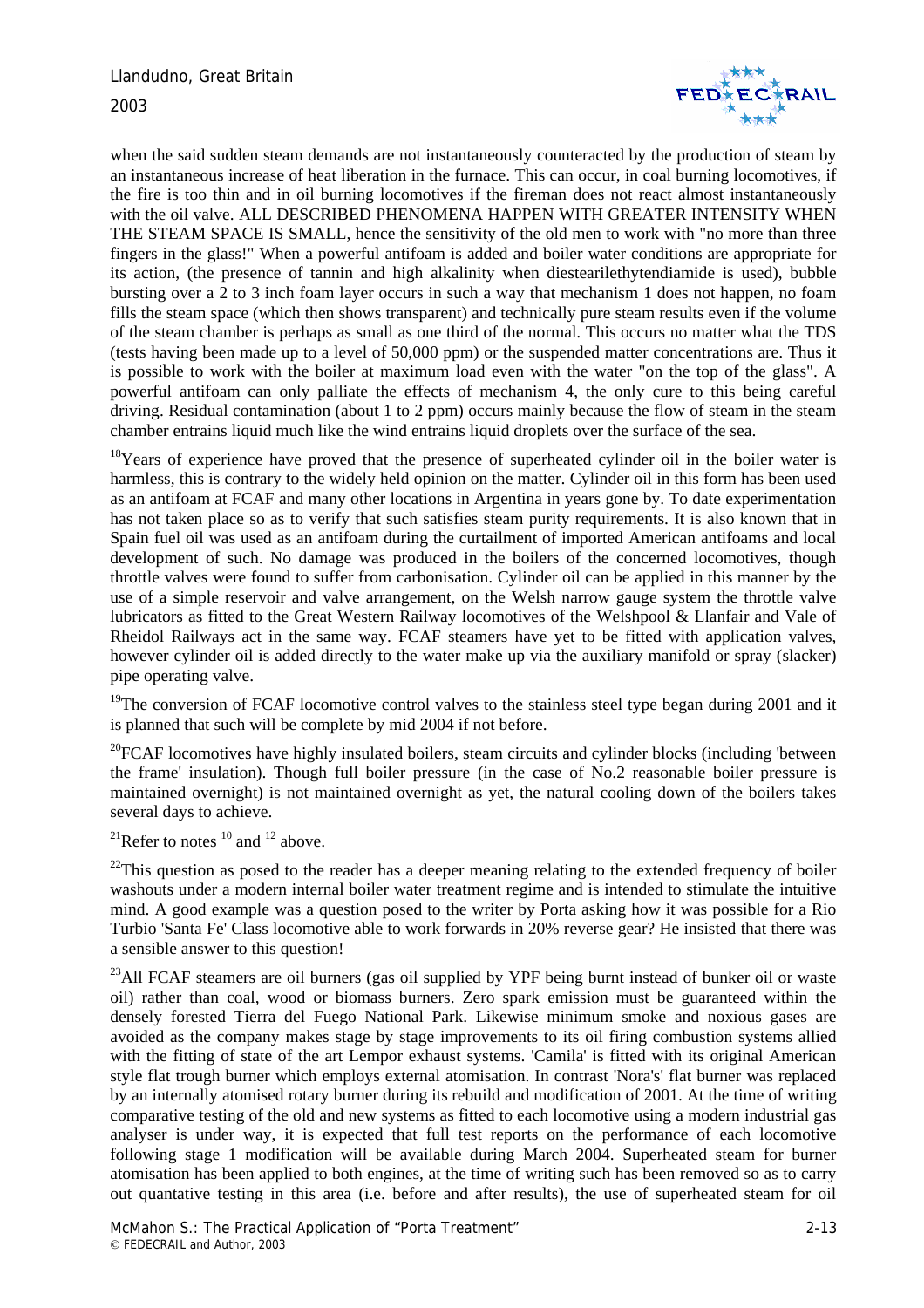when the said sudden steam demands are not instantaneously counteracted by the production of steam by an instantaneous increase of heat liberation in the furnace. This can occur, in coal burning locomotives, if the fire is too thin and in oil burning locomotives if the fireman does not react almost instantaneously with the oil valve. ALL DESCRIBED PHENOMENA HAPPEN WITH GREATER INTENSITY WHEN THE STEAM SPACE IS SMALL, hence the sensitivity of the old men to work with "no more than three fingers in the glass!" When a powerful antifoam is added and boiler water conditions are appropriate for its action, (the presence of tannin and high alkalinity when diestearilethytendiamide is used), bubble bursting over a 2 to 3 inch foam layer occurs in such a way that mechanism 1 does not happen, no foam fills the steam space (which then shows transparent) and technically pure steam results even if the volume of the steam chamber is perhaps as small as one third of the normal. This occurs no matter what the TDS (tests having been made up to a level of 50,000 ppm) or the suspended matter concentrations are. Thus it is possible to work with the boiler at maximum load even with the water "on the top of the glass". A powerful antifoam can only palliate the effects of mechanism 4, the only cure to this being careful driving. Residual contamination (about 1 to 2 ppm) occurs mainly because the flow of steam in the steam chamber entrains liquid much like the wind entrains liquid droplets over the surface of the sea.

[18]Years of experience have proved that the presence of superheated cylinder oil in the boiler water is harmless, this is contrary to the widely held opinion on the matter. Cylinder oil in this form has been used as an antifoam at FCAF and many other locations in Argentina in years gone by. To date experimentation has not taken place so as to verify that such satisfies steam purity requirements. It is also known that in Spain fuel oil was used as an antifoam during the curtailment of imported American antifoams and local development of such. No damage was produced in the boilers of the concerned locomotives, though throttle valves were found to suffer from carbonisation. Cylinder oil can be applied in this manner by the use of a simple reservoir and valve arrangement, on the Welsh narrow gauge system the throttle valve lubricators as fitted to the Great Western Railway locomotives of the Welshpool & Llanfair and Vale of Rheidol Railways act in the same way. FCAF steamers have yet to be fitted with application valves, however cylinder oil is added directly to the water make up via the auxiliary manifold or spray (slacker) pipe operating valve.

[19]The conversion of FCAF locomotive control valves to the stainless steel type began during 2001 and it is planned that such will be complete by mid 2004 if not before.

[20]FCAF locomotives have highly insulated boilers, steam circuits and cylinder blocks (including 'between the frame' insulation). Though full boiler pressure (in the case of No.2 reasonable boiler pressure is maintained overnight) is not maintained overnight as yet, the natural cooling down of the boilers takes several days to achieve.

[21]Refer to notes [10] and [12] above.

[22]This question as posed to the reader has a deeper meaning relating to the extended frequency of boiler washouts under a modern internal boiler water treatment regime and is intended to stimulate the intuitive mind. A good example was a question posed to the writer by Porta asking how it was possible for a Rio Turbio 'Santa Fe' Class locomotive able to work forwards in 20% reverse gear? He insisted that there was a sensible answer to this question!

[23]All FCAF steamers are oil burners (gas oil supplied by YPF being burnt instead of bunker oil or waste oil) rather than coal, wood or biomass burners. Zero spark emission must be guaranteed within the densely forested Tierra del Fuego National Park. Likewise minimum smoke and noxious gases are avoided as the company makes stage by stage improvements to its oil firing combustion systems allied with the fitting of state of the art Lempor exhaust systems. 'Camila' is fitted with its original American style flat trough burner which employs external atomisation. In contrast 'Nora's' flat burner was replaced by an internally atomised rotary burner during its rebuild and modification of 2001. At the time of writing comparative testing of the old and new systems as fitted to each locomotive using a modern industrial gas analyser is under way, it is expected that full test reports on the performance of each locomotive following stage 1 modification will be available during March 2004. Superheated steam for burner atomisation has been applied to both engines, at the time of writing such has been removed so as to carry out quantative testing in this area (i.e. before and after results), the use of superheated steam for oil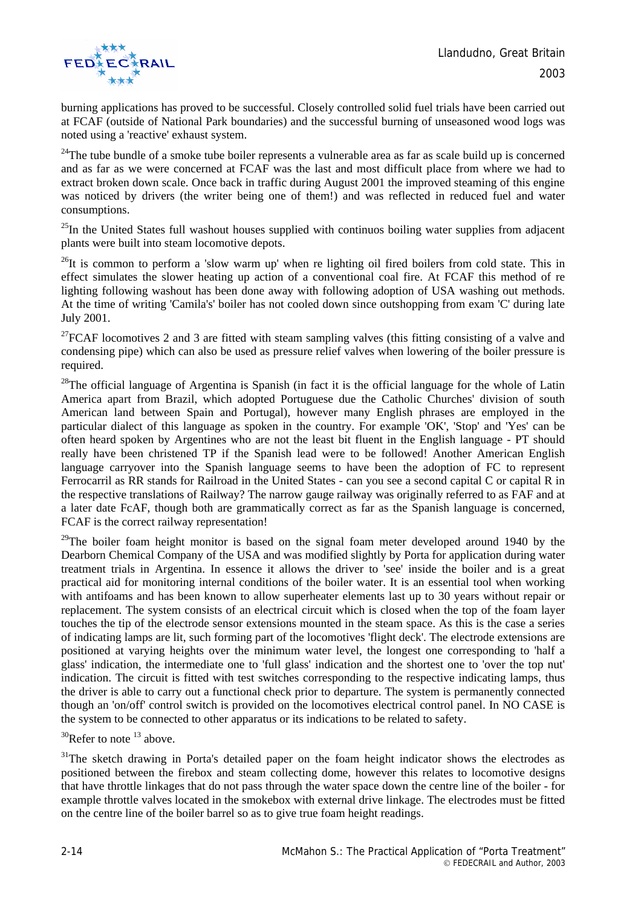burning applications has proved to be successful. Closely controlled solid fuel trials have been carried out at FCAF (outside of National Park boundaries) and the successful burning of unseasoned wood logs was noted using a 'reactive' exhaust system.

[24]The tube bundle of a smoke tube boiler represents a vulnerable area as far as scale build up is concerned and as far as we were concerned at FCAF was the last and most difficult place from where we had to extract broken down scale. Once back in traffic during August 2001 the improved steaming of this engine was noticed by drivers (the writer being one of them!) and was reflected in reduced fuel and water consumptions.

[25]In the United States full washout houses supplied with continuos boiling water supplies from adjacent plants were built into steam locomotive depots.

[26]It is common to perform a 'slow warm up' when re lighting oil fired boilers from cold state. This in effect simulates the slower heating up action of a conventional coal fire. At FCAF this method of re lighting following washout has been done away with following adoption of USA washing out methods. At the time of writing 'Camila's' boiler has not cooled down since outshopping from exam 'C' during late July 2001.

[27]FCAF locomotives 2 and 3 are fitted with steam sampling valves (this fitting consisting of a valve and condensing pipe) which can also be used as pressure relief valves when lowering of the boiler pressure is required.

[28]The official language of Argentina is Spanish (in fact it is the official language for the whole of Latin America apart from Brazil, which adopted Portuguese due the Catholic Churches' division of south American land between Spain and Portugal), however many English phrases are employed in the particular dialect of this language as spoken in the country. For example 'OK', 'Stop' and 'Yes' can be often heard spoken by Argentines who are not the least bit fluent in the English language - PT should really have been christened TP if the Spanish lead were to be followed! Another American English language carryover into the Spanish language seems to have been the adoption of FC to represent Ferrocarril as RR stands for Railroad in the United States - can you see a second capital C or capital R in the respective translations of Railway? The narrow gauge railway was originally referred to as FAF and at a later date FcAF, though both are grammatically correct as far as the Spanish language is concerned, FCAF is the correct railway representation!

[29]The boiler foam height monitor is based on the signal foam meter developed around 1940 by the Dearborn Chemical Company of the USA and was modified slightly by Porta for application during water treatment trials in Argentina. In essence it allows the driver to 'see' inside the boiler and is a great practical aid for monitoring internal conditions of the boiler water. It is an essential tool when working with antifoams and has been known to allow superheater elements last up to 30 years without repair or replacement. The system consists of an electrical circuit which is closed when the top of the foam layer touches the tip of the electrode sensor extensions mounted in the steam space. As this is the case a series of indicating lamps are lit, such forming part of the locomotives 'flight deck'. The electrode extensions are positioned at varying heights over the minimum water level, the longest one corresponding to 'half a glass' indication, the intermediate one to 'full glass' indication and the shortest one to 'over the top nut' indication. The circuit is fitted with test switches corresponding to the respective indicating lamps, thus the driver is able to carry out a functional check prior to departure. The system is permanently connected though an 'on/off' control switch is provided on the locomotives electrical control panel. In NO CASE is the system to be connected to other apparatus or its indications to be related to safety.

[30]Refer to note [13] above.

[31]The sketch drawing in Porta's detailed paper on the foam height indicator shows the electrodes as positioned between the firebox and steam collecting dome, however this relates to locomotive designs that have throttle linkages that do not pass through the water space down the centre line of the boiler - for example throttle valves located in the smokebox with external drive linkage. The electrodes must be fitted on the centre line of the boiler barrel so as to give true foam height readings.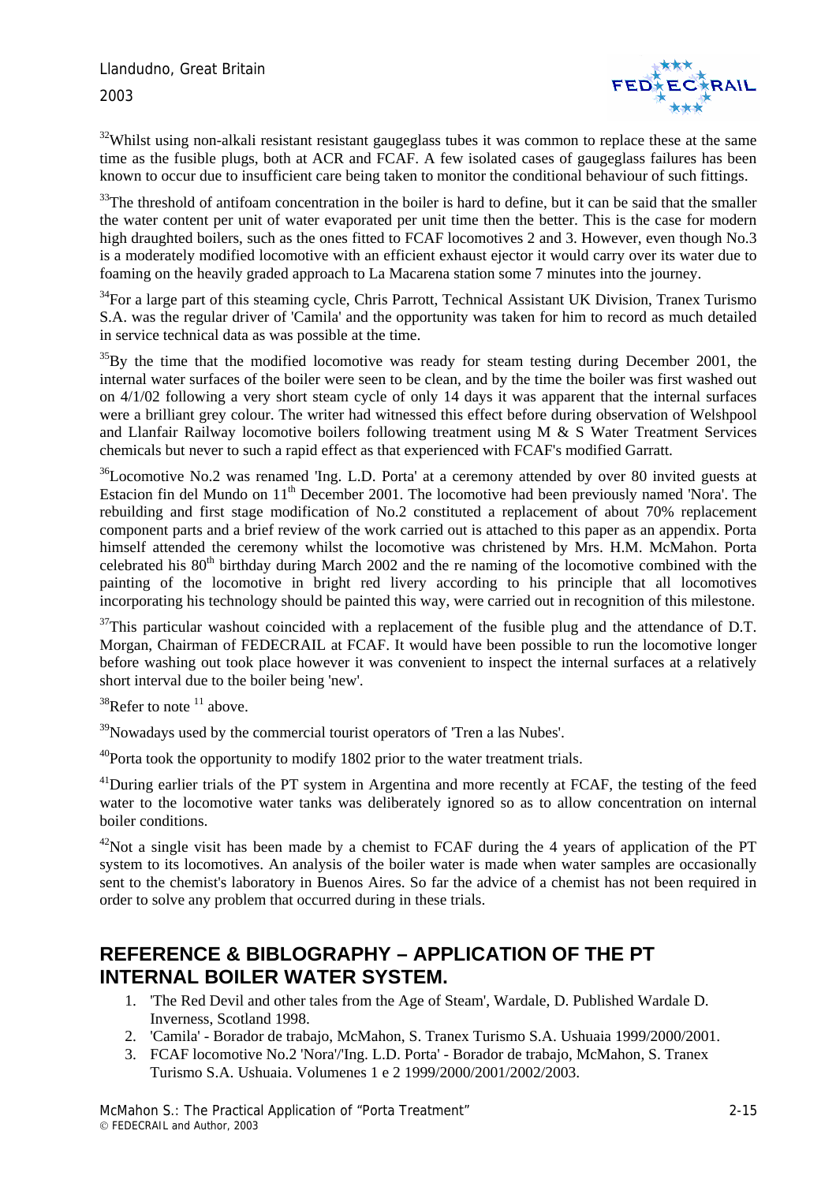[32]Whilst using non-alkali resistant resistant gaugeglass tubes it was common to replace these at the same time as the fusible plugs, both at ACR and FCAF. A few isolated cases of gaugeglass failures has been known to occur due to insufficient care being taken to monitor the conditional behaviour of such fittings.

[33]The threshold of antifoam concentration in the boiler is hard to define, but it can be said that the smaller the water content per unit of water evaporated per unit time then the better. This is the case for modern high draughted boilers, such as the ones fitted to FCAF locomotives 2 and 3. However, even though No.3 is a moderately modified locomotive with an efficient exhaust ejector it would carry over its water due to foaming on the heavily graded approach to La Macarena station some 7 minutes into the journey.

[34]For a large part of this steaming cycle, Chris Parrott, Technical Assistant UK Division, Tranex Turismo S.A. was the regular driver of 'Camila' and the opportunity was taken for him to record as much detailed in service technical data as was possible at the time.

[35]By the time that the modified locomotive was ready for steam testing during December 2001, the internal water surfaces of the boiler were seen to be clean, and by the time the boiler was first washed out on 4/1/02 following a very short steam cycle of only 14 days it was apparent that the internal surfaces were a brilliant grey colour. The writer had witnessed this effect before during observation of Welshpool and Llanfair Railway locomotive boilers following treatment using M & S Water Treatment Services chemicals but never to such a rapid effect as that experienced with FCAF's modified Garratt.

[36]Locomotive No.2 was renamed 'Ing. L.D. Porta' at a ceremony attended by over 80 invited guests at Estacion fin del Mundo on 11th December 2001. The locomotive had been previously named 'Nora'. The rebuilding and first stage modification of No.2 constituted a replacement of about 70% replacement component parts and a brief review of the work carried out is attached to this paper as an appendix. Porta himself attended the ceremony whilst the locomotive was christened by Mrs. H.M. McMahon. Porta celebrated his 80th birthday during March 2002 and the re naming of the locomotive combined with the painting of the locomotive in bright red livery according to his principle that all locomotives incorporating his technology should be painted this way, were carried out in recognition of this milestone.

[37]This particular washout coincided with a replacement of the fusible plug and the attendance of D.T. Morgan, Chairman of FEDECRAIL at FCAF. It would have been possible to run the locomotive longer before washing out took place however it was convenient to inspect the internal surfaces at a relatively short interval due to the boiler being 'new'.

[38]Refer to note [11] above.

[39]Nowadays used by the commercial tourist operators of 'Tren a las Nubes'.

[40]Porta took the opportunity to modify 1802 prior to the water treatment trials.

[41]During earlier trials of the PT system in Argentina and more recently at FCAF, the testing of the feed water to the locomotive water tanks was deliberately ignored so as to allow concentration on internal boiler conditions.

[42]Not a single visit has been made by a chemist to FCAF during the 4 years of application of the PT system to its locomotives. An analysis of the boiler water is made when water samples are occasionally sent to the chemist's laboratory in Buenos Aires. So far the advice of a chemist has not been required in order to solve any problem that occurred during in these trials.

## REFERENCE & BIBLOGRAPHY – APPLICATION OF THE PT INTERNAL BOILER WATER SYSTEM.

1. 'The Red Devil and other tales from the Age of Steam', Wardale, D. Published Wardale D. Inverness, Scotland 1998.
2. 'Camila' - Borador de trabajo, McMahon, S. Tranex Turismo S.A. Ushuaia 1999/2000/2001.
3. FCAF locomotive No.2 'Nora'/'Ing. L.D. Porta' - Borador de trabajo, McMahon, S. Tranex Turismo S.A. Ushuaia. Volumenes 1 e 2 1999/2000/2001/2002/2003.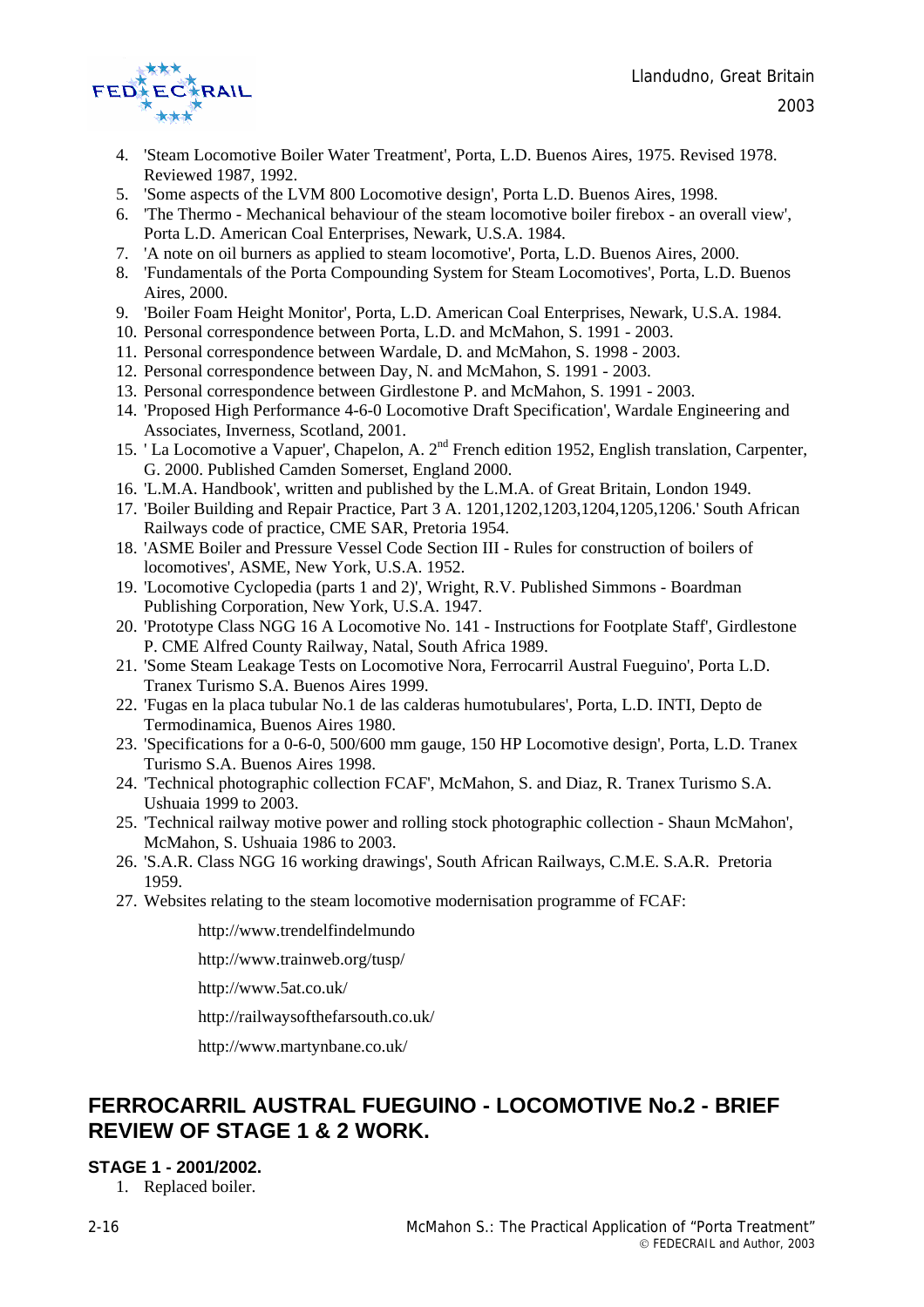4. 'Steam Locomotive Boiler Water Treatment', Porta, L.D. Buenos Aires, 1975. Revised 1978. Reviewed 1987, 1992.
5. 'Some aspects of the LVM 800 Locomotive design', Porta L.D. Buenos Aires, 1998.
6. 'The Thermo - Mechanical behaviour of the steam locomotive boiler firebox - an overall view', Porta L.D. American Coal Enterprises, Newark, U.S.A. 1984.
7. 'A note on oil burners as applied to steam locomotive', Porta, L.D. Buenos Aires, 2000.
8. 'Fundamentals of the Porta Compounding System for Steam Locomotives', Porta, L.D. Buenos Aires, 2000.
9. 'Boiler Foam Height Monitor', Porta, L.D. American Coal Enterprises, Newark, U.S.A. 1984.
10. Personal correspondence between Porta, L.D. and McMahon, S. 1991 - 2003.
11. Personal correspondence between Wardale, D. and McMahon, S. 1998 - 2003.
12. Personal correspondence between Day, N. and McMahon, S. 1991 - 2003.
13. Personal correspondence between Girdlestone P. and McMahon, S. 1991 - 2003.
14. 'Proposed High Performance 4-6-0 Locomotive Draft Specification', Wardale Engineering and Associates, Inverness, Scotland, 2001.
15. ' La Locomotive a Vapuer', Chapelon, A. 2nd French edition 1952, English translation, Carpenter, G. 2000. Published Camden Somerset, England 2000.
16. 'L.M.A. Handbook', written and published by the L.M.A. of Great Britain, London 1949.
17. 'Boiler Building and Repair Practice, Part 3 A. 1201,1202,1203,1204,1205,1206.' South African Railways code of practice, CME SAR, Pretoria 1954.
18. 'ASME Boiler and Pressure Vessel Code Section III - Rules for construction of boilers of locomotives', ASME, New York, U.S.A. 1952.
19. 'Locomotive Cyclopedia (parts 1 and 2)', Wright, R.V. Published Simmons - Boardman Publishing Corporation, New York, U.S.A. 1947.
20. 'Prototype Class NGG 16 A Locomotive No. 141 - Instructions for Footplate Staff', Girdlestone P. CME Alfred County Railway, Natal, South Africa 1989.
21. 'Some Steam Leakage Tests on Locomotive Nora, Ferrocarril Austral Fueguino', Porta L.D. Tranex Turismo S.A. Buenos Aires 1999.
22. 'Fugas en la placa tubular No.1 de las calderas humotubulares', Porta, L.D. INTI, Depto de Termodinamica, Buenos Aires 1980.
23. 'Specifications for a 0-6-0, 500/600 mm gauge, 150 HP Locomotive design', Porta, L.D. Tranex Turismo S.A. Buenos Aires 1998.
24. 'Technical photographic collection FCAF', McMahon, S. and Diaz, R. Tranex Turismo S.A. Ushuaia 1999 to 2003.
25. 'Technical railway motive power and rolling stock photographic collection - Shaun McMahon', McMahon, S. Ushuaia 1986 to 2003.
26. 'S.A.R. Class NGG 16 working drawings', South African Railways, C.M.E. S.A.R. Pretoria 1959.
27. Websites relating to the steam locomotive modernisation programme of FCAF:

    http://www.trendelfindelmundo

    http://www.trainweb.org/tusp/

    http://www.5at.co.uk/

    http://railwaysofthefarsouth.co.uk/

    http://www.martynbane.co.uk/

## FERROCARRIL AUSTRAL FUEGUINO - LOCOMOTIVE No.2 - BRIEF REVIEW OF STAGE 1 & 2 WORK.

### STAGE 1 - 2001/2002.

1. Replaced boiler.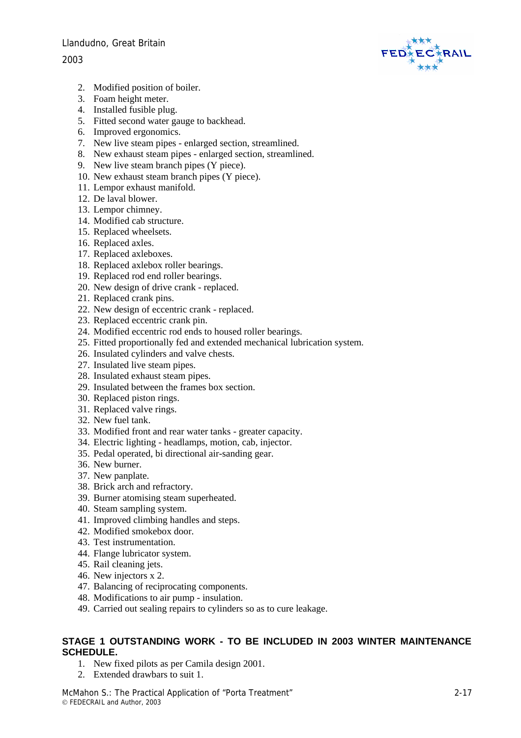2. Modified position of boiler.
3. Foam height meter.
4. Installed fusible plug.
5. Fitted second water gauge to backhead.
6. Improved ergonomics.
7. New live steam pipes - enlarged section, streamlined.
8. New exhaust steam pipes - enlarged section, streamlined.
9. New live steam branch pipes (Y piece).
10. New exhaust steam branch pipes (Y piece).
11. Lempor exhaust manifold.
12. De laval blower.
13. Lempor chimney.
14. Modified cab structure.
15. Replaced wheelsets.
16. Replaced axles.
17. Replaced axleboxes.
18. Replaced axlebox roller bearings.
19. Replaced rod end roller bearings.
20. New design of drive crank - replaced.
21. Replaced crank pins.
22. New design of eccentric crank - replaced.
23. Replaced eccentric crank pin.
24. Modified eccentric rod ends to housed roller bearings.
25. Fitted proportionally fed and extended mechanical lubrication system.
26. Insulated cylinders and valve chests.
27. Insulated live steam pipes.
28. Insulated exhaust steam pipes.
29. Insulated between the frames box section.
30. Replaced piston rings.
31. Replaced valve rings.
32. New fuel tank.
33. Modified front and rear water tanks - greater capacity.
34. Electric lighting - headlamps, motion, cab, injector.
35. Pedal operated, bi directional air-sanding gear.
36. New burner.
37. New panplate.
38. Brick arch and refractory.
39. Burner atomising steam superheated.
40. Steam sampling system.
41. Improved climbing handles and steps.
42. Modified smokebox door.
43. Test instrumentation.
44. Flange lubricator system.
45. Rail cleaning jets.
46. New injectors x 2.
47. Balancing of reciprocating components.
48. Modifications to air pump - insulation.
49. Carried out sealing repairs to cylinders so as to cure leakage.

**STAGE 1 OUTSTANDING WORK - TO BE INCLUDED IN 2003 WINTER MAINTENANCE SCHEDULE.**

1. New fixed pilots as per Camila design 2001.
2. Extended drawbars to suit 1.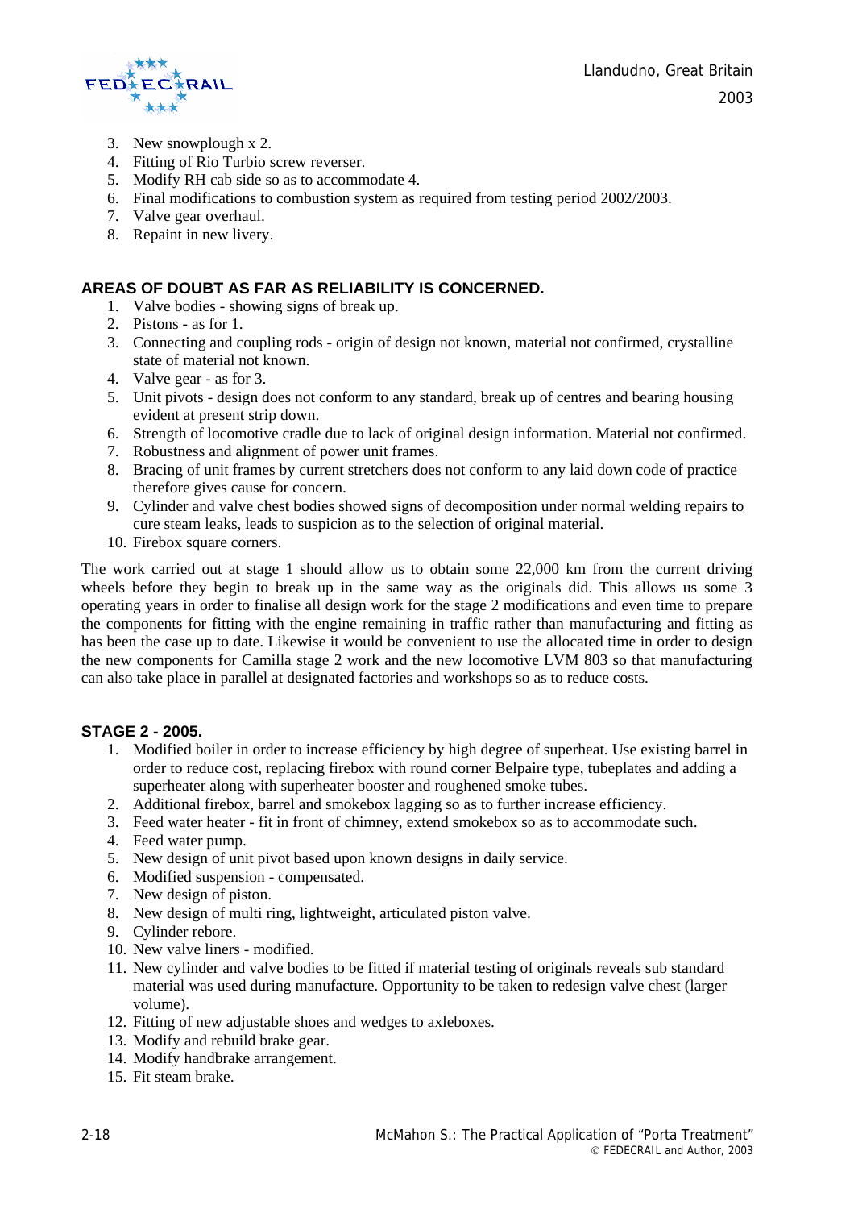3. New snowplough x 2.
4. Fitting of Rio Turbio screw reverser.
5. Modify RH cab side so as to accommodate 4.
6. Final modifications to combustion system as required from testing period 2002/2003.
7. Valve gear overhaul.
8. Repaint in new livery.

## AREAS OF DOUBT AS FAR AS RELIABILITY IS CONCERNED.

1. Valve bodies - showing signs of break up.
2. Pistons - as for 1.
3. Connecting and coupling rods - origin of design not known, material not confirmed, crystalline state of material not known.
4. Valve gear - as for 3.
5. Unit pivots - design does not conform to any standard, break up of centres and bearing housing evident at present strip down.
6. Strength of locomotive cradle due to lack of original design information. Material not confirmed.
7. Robustness and alignment of power unit frames.
8. Bracing of unit frames by current stretchers does not conform to any laid down code of practice therefore gives cause for concern.
9. Cylinder and valve chest bodies showed signs of decomposition under normal welding repairs to cure steam leaks, leads to suspicion as to the selection of original material.
10. Firebox square corners.

The work carried out at stage 1 should allow us to obtain some 22,000 km from the current driving wheels before they begin to break up in the same way as the originals did. This allows us some 3 operating years in order to finalise all design work for the stage 2 modifications and even time to prepare the components for fitting with the engine remaining in traffic rather than manufacturing and fitting as has been the case up to date. Likewise it would be convenient to use the allocated time in order to design the new components for Camilla stage 2 work and the new locomotive LVM 803 so that manufacturing can also take place in parallel at designated factories and workshops so as to reduce costs.

## STAGE 2 - 2005.

1. Modified boiler in order to increase efficiency by high degree of superheat. Use existing barrel in order to reduce cost, replacing firebox with round corner Belpaire type, tubeplates and adding a superheater along with superheater booster and roughened smoke tubes.
2. Additional firebox, barrel and smokebox lagging so as to further increase efficiency.
3. Feed water heater - fit in front of chimney, extend smokebox so as to accommodate such.
4. Feed water pump.
5. New design of unit pivot based upon known designs in daily service.
6. Modified suspension - compensated.
7. New design of piston.
8. New design of multi ring, lightweight, articulated piston valve.
9. Cylinder rebore.
10. New valve liners - modified.
11. New cylinder and valve bodies to be fitted if material testing of originals reveals sub standard material was used during manufacture. Opportunity to be taken to redesign valve chest (larger volume).
12. Fitting of new adjustable shoes and wedges to axleboxes.
13. Modify and rebuild brake gear.
14. Modify handbrake arrangement.
15. Fit steam brake.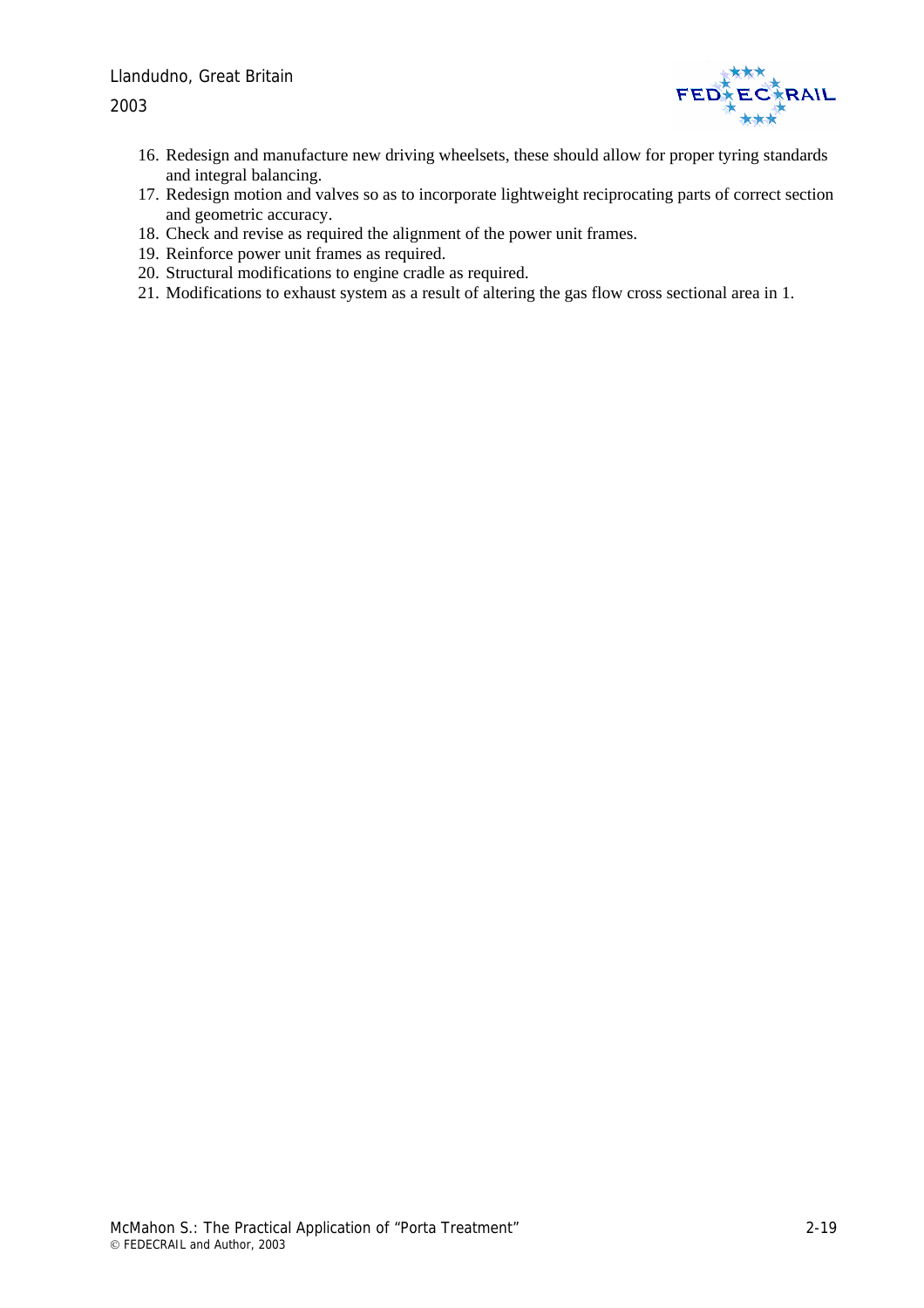16. Redesign and manufacture new driving wheelsets, these should allow for proper tyring standards and integral balancing.
17. Redesign motion and valves so as to incorporate lightweight reciprocating parts of correct section and geometric accuracy.
18. Check and revise as required the alignment of the power unit frames.
19. Reinforce power unit frames as required.
20. Structural modifications to engine cradle as required.
21. Modifications to exhaust system as a result of altering the gas flow cross sectional area in 1.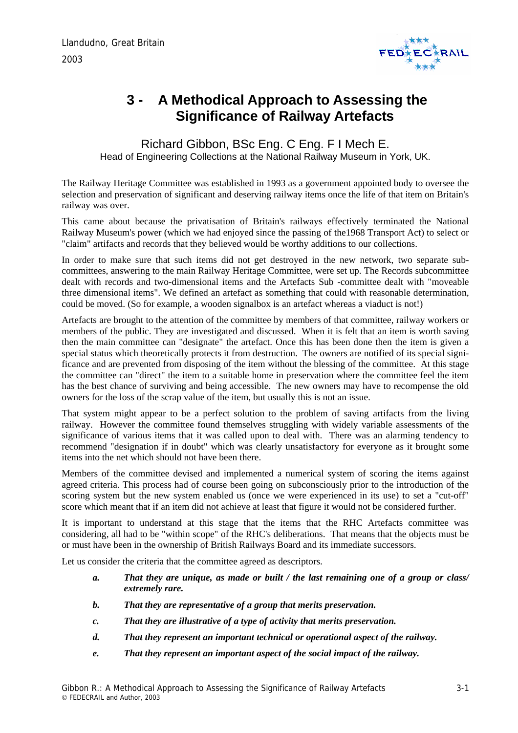# 3 - A Methodical Approach to Assessing the Significance of Railway Artefacts

Richard Gibbon, BSc Eng. C Eng. F I Mech E.
Head of Engineering Collections at the National Railway Museum in York, UK.

The Railway Heritage Committee was established in 1993 as a government appointed body to oversee the selection and preservation of significant and deserving railway items once the life of that item on Britain's railway was over.

This came about because the privatisation of Britain's railways effectively terminated the National Railway Museum's power (which we had enjoyed since the passing of the1968 Transport Act) to select or "claim" artifacts and records that they believed would be worthy additions to our collections.

In order to make sure that such items did not get destroyed in the new network, two separate sub-committees, answering to the main Railway Heritage Committee, were set up. The Records subcommittee dealt with records and two-dimensional items and the Artefacts Sub -committee dealt with "moveable three dimensional items". We defined an artefact as something that could with reasonable determination, could be moved. (So for example, a wooden signalbox is an artefact whereas a viaduct is not!)

Artefacts are brought to the attention of the committee by members of that committee, railway workers or members of the public. They are investigated and discussed. When it is felt that an item is worth saving then the main committee can "designate" the artefact. Once this has been done then the item is given a special status which theoretically protects it from destruction. The owners are notified of its special significance and are prevented from disposing of the item without the blessing of the committee. At this stage the committee can "direct" the item to a suitable home in preservation where the committee feel the item has the best chance of surviving and being accessible. The new owners may have to recompense the old owners for the loss of the scrap value of the item, but usually this is not an issue.

That system might appear to be a perfect solution to the problem of saving artifacts from the living railway. However the committee found themselves struggling with widely variable assessments of the significance of various items that it was called upon to deal with. There was an alarming tendency to recommend "designation if in doubt" which was clearly unsatisfactory for everyone as it brought some items into the net which should not have been there.

Members of the committee devised and implemented a numerical system of scoring the items against agreed criteria. This process had of course been going on subconsciously prior to the introduction of the scoring system but the new system enabled us (once we were experienced in its use) to set a "cut-off" score which meant that if an item did not achieve at least that figure it would not be considered further.

It is important to understand at this stage that the items that the RHC Artefacts committee was considering, all had to be "within scope" of the RHC's deliberations. That means that the objects must be or must have been in the ownership of British Railways Board and its immediate successors.

Let us consider the criteria that the committee agreed as descriptors.

- ***a.*** ***That they are unique, as made or built / the last remaining one of a group or class/ extremely rare.***
- ***b.*** ***That they are representative of a group that merits preservation.***
- ***c.*** ***That they are illustrative of a type of activity that merits preservation.***
- ***d.*** ***That they represent an important technical or operational aspect of the railway.***
- ***e.*** ***That they represent an important aspect of the social impact of the railway.***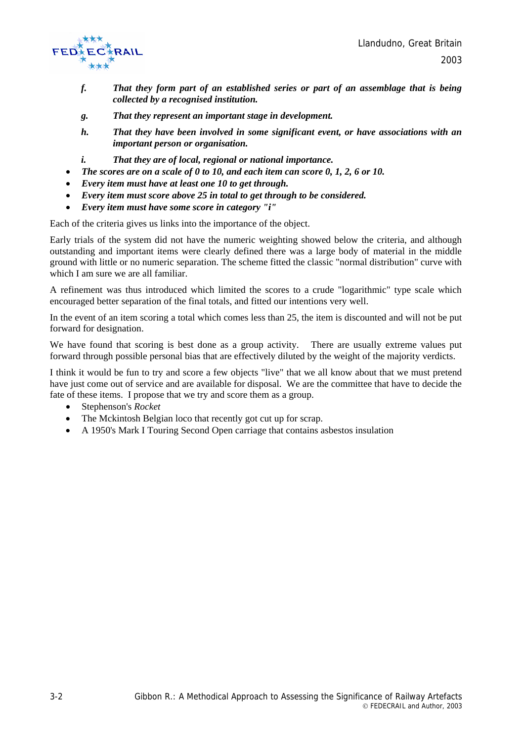*f.* ***That they form part of an established series or part of an assemblage that is being collected by a recognised institution.***

*g.* ***That they represent an important stage in development.***

*h.* ***That they have been involved in some significant event, or have associations with an important person or organisation.***

*i.* ***That they are of local, regional or national importance.***

- ***The scores are on a scale of 0 to 10, and each item can score 0, 1, 2, 6 or 10.***
- ***Every item must have at least one 10 to get through.***
- ***Every item must score above 25 in total to get through to be considered.***
- ***Every item must have some score in category "i"***

Each of the criteria gives us links into the importance of the object.

Early trials of the system did not have the numeric weighting showed below the criteria, and although outstanding and important items were clearly defined there was a large body of material in the middle ground with little or no numeric separation. The scheme fitted the classic "normal distribution" curve with which I am sure we are all familiar.

A refinement was thus introduced which limited the scores to a crude "logarithmic" type scale which encouraged better separation of the final totals, and fitted our intentions very well.

In the event of an item scoring a total which comes less than 25, the item is discounted and will not be put forward for designation.

We have found that scoring is best done as a group activity. There are usually extreme values put forward through possible personal bias that are effectively diluted by the weight of the majority verdicts.

I think it would be fun to try and score a few objects "live" that we all know about that we must pretend have just come out of service and are available for disposal. We are the committee that have to decide the fate of these items. I propose that we try and score them as a group.

- Stephenson's *Rocket*
- The Mckintosh Belgian loco that recently got cut up for scrap.
- A 1950's Mark I Touring Second Open carriage that contains asbestos insulation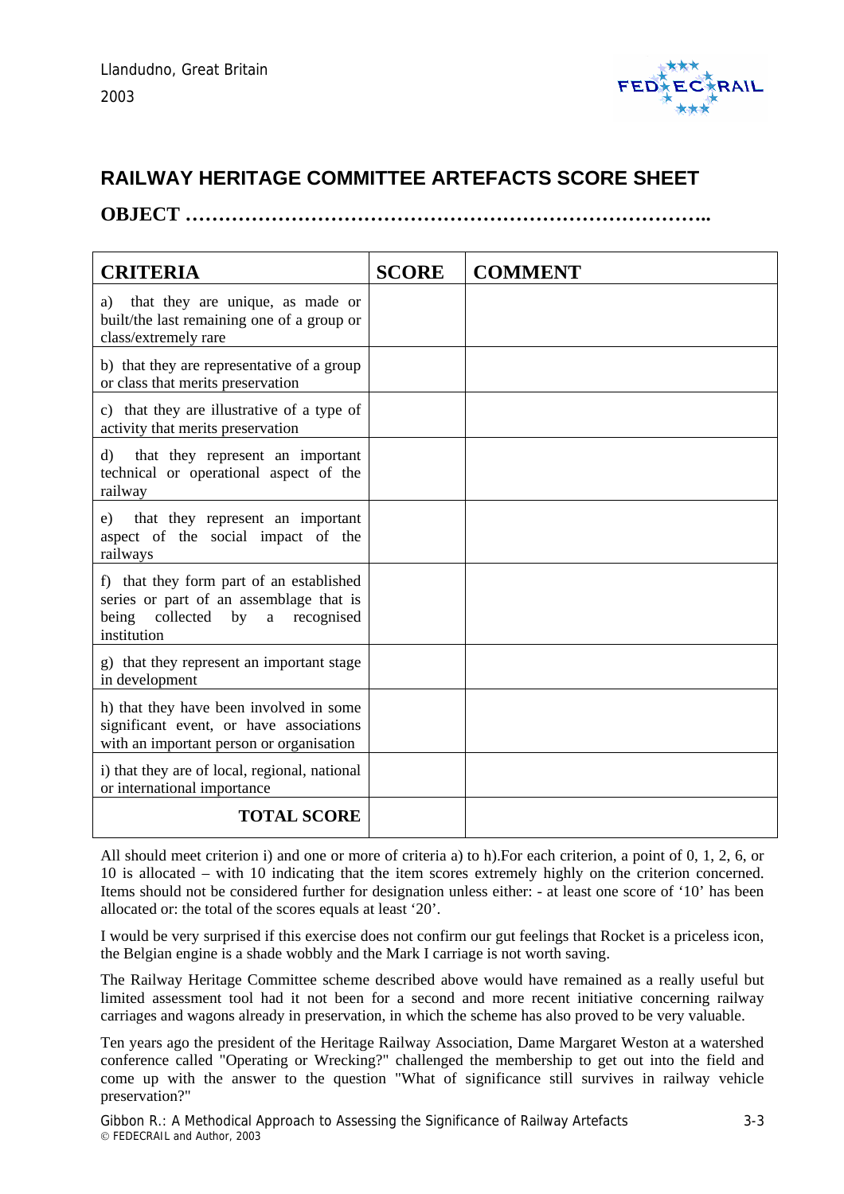## RAILWAY HERITAGE COMMITTEE ARTEFACTS SCORE SHEET

**OBJECT ……………………………………………………………………..**

| CRITERIA | SCORE | COMMENT |
|---|---|---|
| a) that they are unique, as made or built/the last remaining one of a group or class/extremely rare | | |
| b) that they are representative of a group or class that merits preservation | | |
| c) that they are illustrative of a type of activity that merits preservation | | |
| d) that they represent an important technical or operational aspect of the railway | | |
| e) that they represent an important aspect of the social impact of the railways | | |
| f) that they form part of an established series or part of an assemblage that is being collected by a recognised institution | | |
| g) that they represent an important stage in development | | |
| h) that they have been involved in some significant event, or have associations with an important person or organisation | | |
| i) that they are of local, regional, national or international importance | | |
| **TOTAL SCORE** | | |

All should meet criterion i) and one or more of criteria a) to h).For each criterion, a point of 0, 1, 2, 6, or 10 is allocated – with 10 indicating that the item scores extremely highly on the criterion concerned. Items should not be considered further for designation unless either: - at least one score of '10' has been allocated or: the total of the scores equals at least '20'.

I would be very surprised if this exercise does not confirm our gut feelings that Rocket is a priceless icon, the Belgian engine is a shade wobbly and the Mark I carriage is not worth saving.

The Railway Heritage Committee scheme described above would have remained as a really useful but limited assessment tool had it not been for a second and more recent initiative concerning railway carriages and wagons already in preservation, in which the scheme has also proved to be very valuable.

Ten years ago the president of the Heritage Railway Association, Dame Margaret Weston at a watershed conference called "Operating or Wrecking?" challenged the membership to get out into the field and come up with the answer to the question "What of significance still survives in railway vehicle preservation?"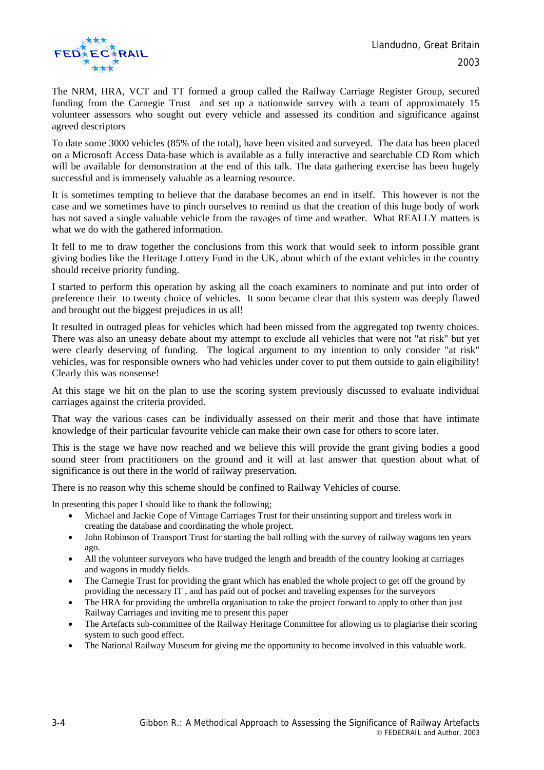The NRM, HRA, VCT and TT formed a group called the Railway Carriage Register Group, secured funding from the Carnegie Trust and set up a nationwide survey with a team of approximately 15 volunteer assessors who sought out every vehicle and assessed its condition and significance against agreed descriptors

To date some 3000 vehicles (85% of the total), have been visited and surveyed. The data has been placed on a Microsoft Access Data-base which is available as a fully interactive and searchable CD Rom which will be available for demonstration at the end of this talk. The data gathering exercise has been hugely successful and is immensely valuable as a learning resource.

It is sometimes tempting to believe that the database becomes an end in itself. This however is not the case and we sometimes have to pinch ourselves to remind us that the creation of this huge body of work has not saved a single valuable vehicle from the ravages of time and weather. What REALLY matters is what we do with the gathered information.

It fell to me to draw together the conclusions from this work that would seek to inform possible grant giving bodies like the Heritage Lottery Fund in the UK, about which of the extant vehicles in the country should receive priority funding.

I started to perform this operation by asking all the coach examiners to nominate and put into order of preference their to twenty choice of vehicles. It soon became clear that this system was deeply flawed and brought out the biggest prejudices in us all!

It resulted in outraged pleas for vehicles which had been missed from the aggregated top twenty choices. There was also an uneasy debate about my attempt to exclude all vehicles that were not "at risk" but yet were clearly deserving of funding. The logical argument to my intention to only consider "at risk" vehicles, was for responsible owners who had vehicles under cover to put them outside to gain eligibility! Clearly this was nonsense!

At this stage we hit on the plan to use the scoring system previously discussed to evaluate individual carriages against the criteria provided.

That way the various cases can be individually assessed on their merit and those that have intimate knowledge of their particular favourite vehicle can make their own case for others to score later.

This is the stage we have now reached and we believe this will provide the grant giving bodies a good sound steer from practitioners on the ground and it will at last answer that question about what of significance is out there in the world of railway preservation.

There is no reason why this scheme should be confined to Railway Vehicles of course.

In presenting this paper I should like to thank the following;

- Michael and Jackie Cope of Vintage Carriages Trust for their unstinting support and tireless work in creating the database and coordinating the whole project.
- John Robinson of Transport Trust for starting the ball rolling with the survey of railway wagons ten years ago.
- All the volunteer surveyors who have trudged the length and breadth of the country looking at carriages and wagons in muddy fields.
- The Carnegie Trust for providing the grant which has enabled the whole project to get off the ground by providing the necessary IT , and has paid out of pocket and traveling expenses for the surveyors
- The HRA for providing the umbrella organisation to take the project forward to apply to other than just Railway Carriages and inviting me to present this paper
- The Artefacts sub-committee of the Railway Heritage Committee for allowing us to plagiarise their scoring system to such good effect.
- The National Railway Museum for giving me the opportunity to become involved in this valuable work.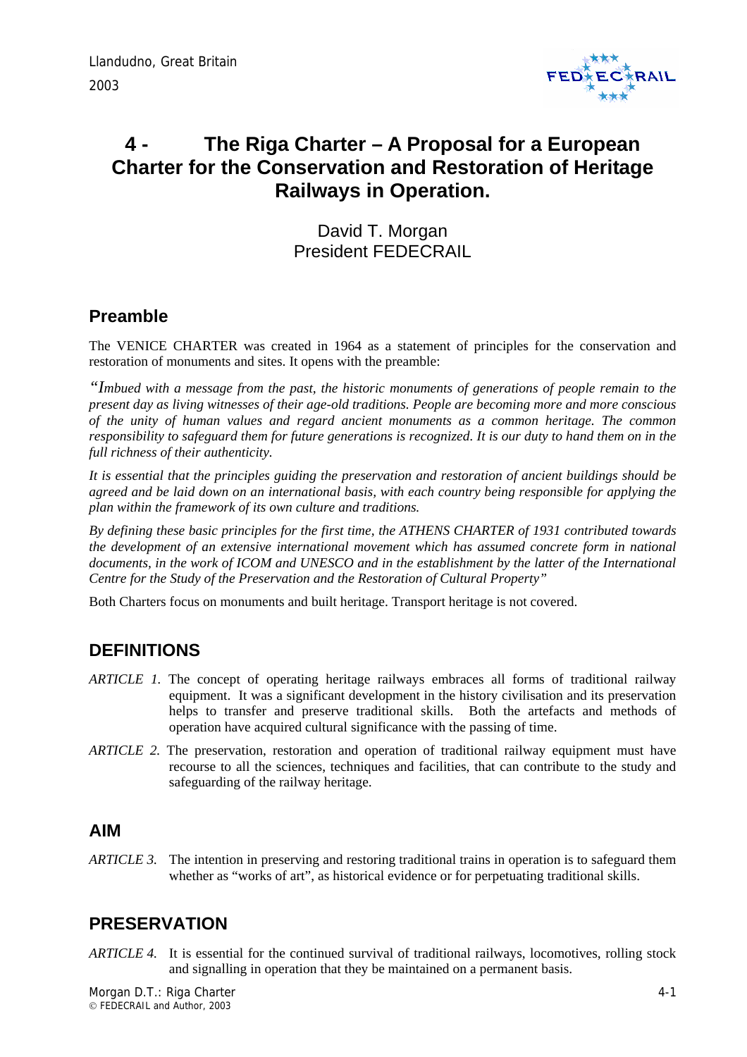# 4 - The Riga Charter – A Proposal for a European Charter for the Conservation and Restoration of Heritage Railways in Operation.

David T. Morgan
President FEDECRAIL

## Preamble

The VENICE CHARTER was created in 1964 as a statement of principles for the conservation and restoration of monuments and sites. It opens with the preamble:

*"Imbued with a message from the past, the historic monuments of generations of people remain to the present day as living witnesses of their age-old traditions. People are becoming more and more conscious of the unity of human values and regard ancient monuments as a common heritage. The common responsibility to safeguard them for future generations is recognized. It is our duty to hand them on in the full richness of their authenticity.*

*It is essential that the principles guiding the preservation and restoration of ancient buildings should be agreed and be laid down on an international basis, with each country being responsible for applying the plan within the framework of its own culture and traditions.*

*By defining these basic principles for the first time, the ATHENS CHARTER of 1931 contributed towards the development of an extensive international movement which has assumed concrete form in national documents, in the work of ICOM and UNESCO and in the establishment by the latter of the International Centre for the Study of the Preservation and the Restoration of Cultural Property"*

Both Charters focus on monuments and built heritage. Transport heritage is not covered.

## DEFINITIONS

*ARTICLE 1.* The concept of operating heritage railways embraces all forms of traditional railway equipment. It was a significant development in the history civilisation and its preservation helps to transfer and preserve traditional skills. Both the artefacts and methods of operation have acquired cultural significance with the passing of time.

*ARTICLE 2.* The preservation, restoration and operation of traditional railway equipment must have recourse to all the sciences, techniques and facilities, that can contribute to the study and safeguarding of the railway heritage.

## AIM

*ARTICLE 3.* The intention in preserving and restoring traditional trains in operation is to safeguard them whether as "works of art", as historical evidence or for perpetuating traditional skills.

## PRESERVATION

*ARTICLE 4.* It is essential for the continued survival of traditional railways, locomotives, rolling stock and signalling in operation that they be maintained on a permanent basis.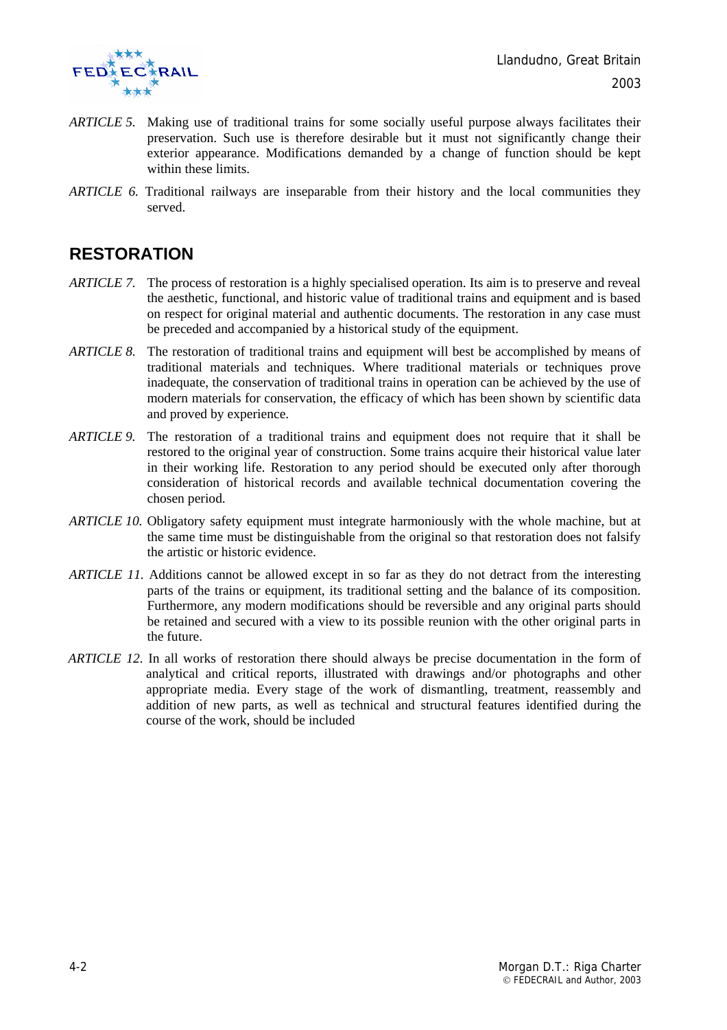*ARTICLE 5.* Making use of traditional trains for some socially useful purpose always facilitates their preservation. Such use is therefore desirable but it must not significantly change their exterior appearance. Modifications demanded by a change of function should be kept within these limits.

*ARTICLE 6.* Traditional railways are inseparable from their history and the local communities they served.

## RESTORATION

*ARTICLE 7.* The process of restoration is a highly specialised operation. Its aim is to preserve and reveal the aesthetic, functional, and historic value of traditional trains and equipment and is based on respect for original material and authentic documents. The restoration in any case must be preceded and accompanied by a historical study of the equipment.

*ARTICLE 8.* The restoration of traditional trains and equipment will best be accomplished by means of traditional materials and techniques. Where traditional materials or techniques prove inadequate, the conservation of traditional trains in operation can be achieved by the use of modern materials for conservation, the efficacy of which has been shown by scientific data and proved by experience.

*ARTICLE 9.* The restoration of a traditional trains and equipment does not require that it shall be restored to the original year of construction. Some trains acquire their historical value later in their working life. Restoration to any period should be executed only after thorough consideration of historical records and available technical documentation covering the chosen period.

*ARTICLE 10.* Obligatory safety equipment must integrate harmoniously with the whole machine, but at the same time must be distinguishable from the original so that restoration does not falsify the artistic or historic evidence.

*ARTICLE 11.* Additions cannot be allowed except in so far as they do not detract from the interesting parts of the trains or equipment, its traditional setting and the balance of its composition. Furthermore, any modern modifications should be reversible and any original parts should be retained and secured with a view to its possible reunion with the other original parts in the future.

*ARTICLE 12.* In all works of restoration there should always be precise documentation in the form of analytical and critical reports, illustrated with drawings and/or photographs and other appropriate media. Every stage of the work of dismantling, treatment, reassembly and addition of new parts, as well as technical and structural features identified during the course of the work, should be included